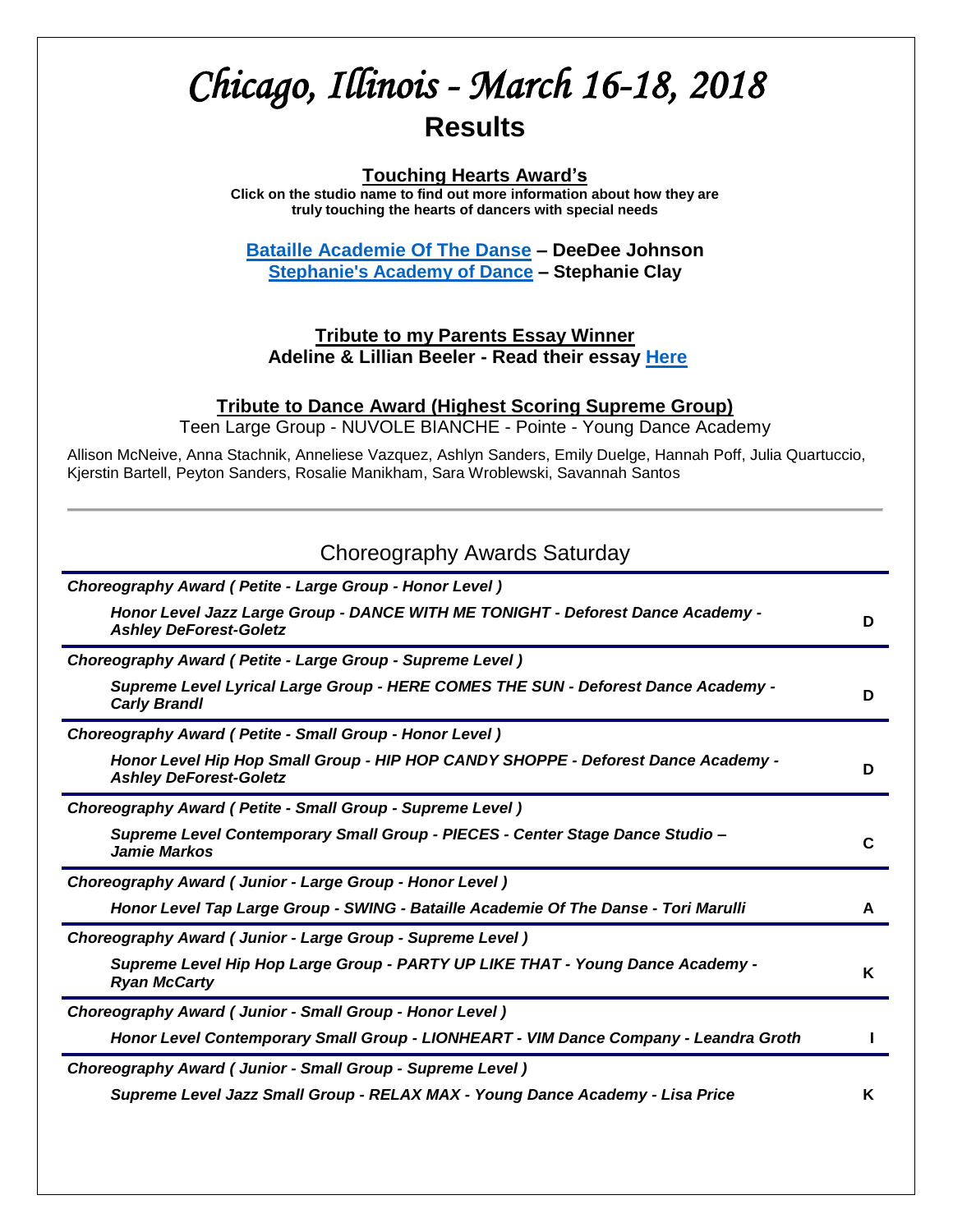# Chicago, Illinois - March 16-18, 2018

## Results

### Touching Hearts Award's

**Click on the studio name to find out more information about how they are truly touching the hearts of dancers with special needs**

**Bataille Academie Of The Danse – DeeDee Johnson**
**Stephanie's Academy of Dance – Stephanie Clay**

### Tribute to my Parents Essay Winner

**Adeline & Lillian Beeler - Read their essay Here**

### Tribute to Dance Award (Highest Scoring Supreme Group)

Teen Large Group - NUVOLE BIANCHE - Pointe - Young Dance Academy

Allison McNeive, Anna Stachnik, Anneliese Vazquez, Ashlyn Sanders, Emily Duelge, Hannah Poff, Julia Quartuccio, Kjerstin Bartell, Peyton Sanders, Rosalie Manikham, Sara Wroblewski, Savannah Santos

---

## Choreography Awards Saturday

| Award | |
|---|---|
| ***Choreography Award ( Petite - Large Group - Honor Level )*** | |
| ***Honor Level Jazz Large Group - DANCE WITH ME TONIGHT - Deforest Dance Academy - Ashley DeForest-Goletz*** | **D** |
| ***Choreography Award ( Petite - Large Group - Supreme Level )*** | |
| ***Supreme Level Lyrical Large Group - HERE COMES THE SUN - Deforest Dance Academy - Carly Brandl*** | **D** |
| ***Choreography Award ( Petite - Small Group - Honor Level )*** | |
| ***Honor Level Hip Hop Small Group - HIP HOP CANDY SHOPPE - Deforest Dance Academy - Ashley DeForest-Goletz*** | **D** |
| ***Choreography Award ( Petite - Small Group - Supreme Level )*** | |
| ***Supreme Level Contemporary Small Group - PIECES - Center Stage Dance Studio – Jamie Markos*** | **C** |
| ***Choreography Award ( Junior - Large Group - Honor Level )*** | |
| ***Honor Level Tap Large Group - SWING - Bataille Academie Of The Danse - Tori Marulli*** | **A** |
| ***Choreography Award ( Junior - Large Group - Supreme Level )*** | |
| ***Supreme Level Hip Hop Large Group - PARTY UP LIKE THAT - Young Dance Academy - Ryan McCarty*** | **K** |
| ***Choreography Award ( Junior - Small Group - Honor Level )*** | |
| ***Honor Level Contemporary Small Group - LIONHEART - VIM Dance Company - Leandra Groth*** | **I** |
| ***Choreography Award ( Junior - Small Group - Supreme Level )*** | |
| ***Supreme Level Jazz Small Group - RELAX MAX - Young Dance Academy - Lisa Price*** | **K** |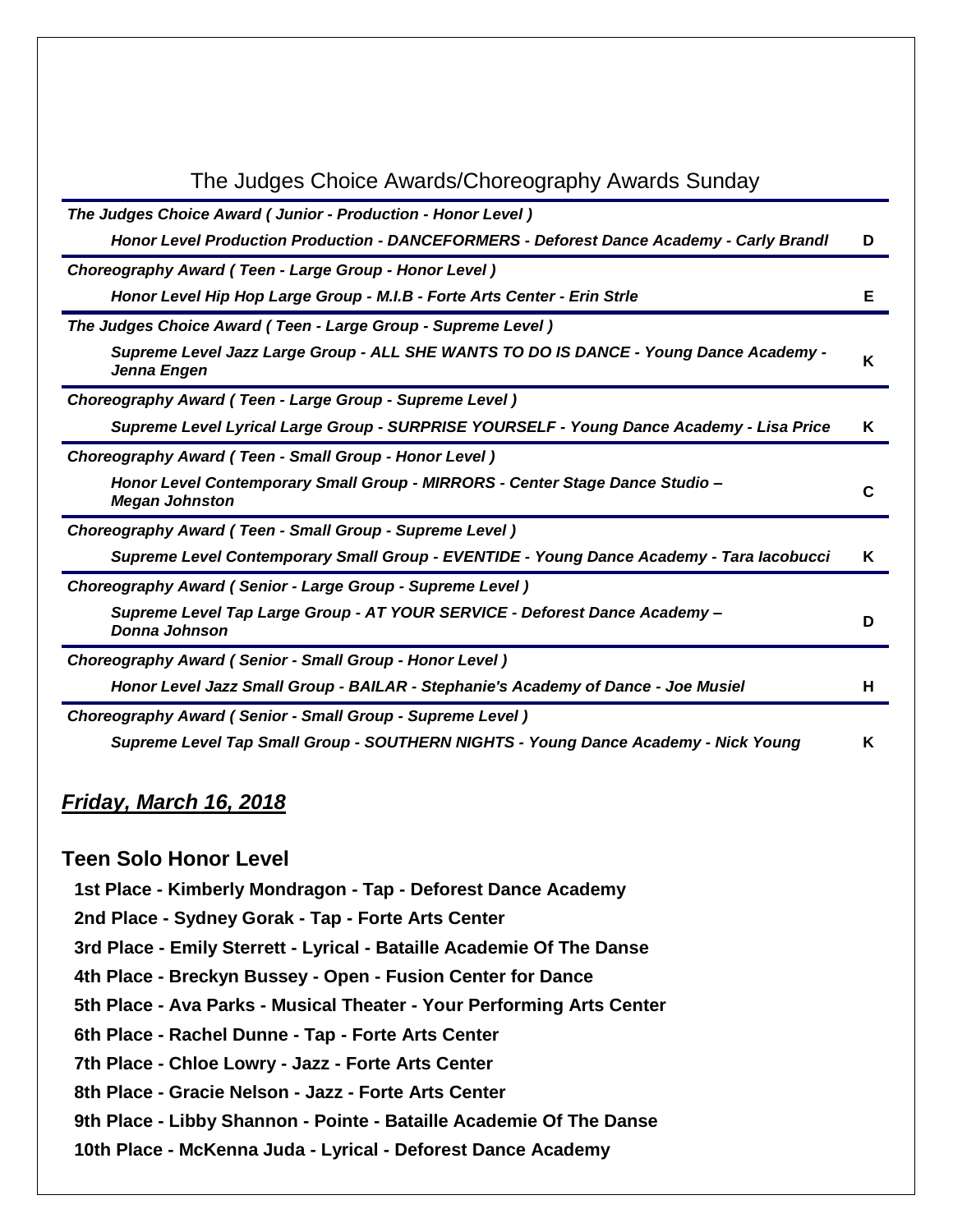## The Judges Choice Awards/Choreography Awards Sunday

| | |
|---|---|
| ***The Judges Choice Award ( Junior - Production - Honor Level )*** | |
| ***Honor Level Production Production - DANCEFORMERS - Deforest Dance Academy - Carly Brandl*** | **D** |
| ***Choreography Award ( Teen - Large Group - Honor Level )*** | |
| ***Honor Level Hip Hop Large Group - M.I.B - Forte Arts Center - Erin Strle*** | **E** |
| ***The Judges Choice Award ( Teen - Large Group - Supreme Level )*** | |
| ***Supreme Level Jazz Large Group - ALL SHE WANTS TO DO IS DANCE - Young Dance Academy - Jenna Engen*** | **K** |
| ***Choreography Award ( Teen - Large Group - Supreme Level )*** | |
| ***Supreme Level Lyrical Large Group - SURPRISE YOURSELF - Young Dance Academy - Lisa Price*** | **K** |
| ***Choreography Award ( Teen - Small Group - Honor Level )*** | |
| ***Honor Level Contemporary Small Group - MIRRORS - Center Stage Dance Studio – Megan Johnston*** | **C** |
| ***Choreography Award ( Teen - Small Group - Supreme Level )*** | |
| ***Supreme Level Contemporary Small Group - EVENTIDE - Young Dance Academy - Tara Iacobucci*** | **K** |
| ***Choreography Award ( Senior - Large Group - Supreme Level )*** | |
| ***Supreme Level Tap Large Group - AT YOUR SERVICE - Deforest Dance Academy – Donna Johnson*** | **D** |
| ***Choreography Award ( Senior - Small Group - Honor Level )*** | |
| ***Honor Level Jazz Small Group - BAILAR - Stephanie's Academy of Dance - Joe Musiel*** | **H** |
| ***Choreography Award ( Senior - Small Group - Supreme Level )*** | |
| ***Supreme Level Tap Small Group - SOUTHERN NIGHTS - Young Dance Academy - Nick Young*** | **K** |

## ***Friday, March 16, 2018***

### Teen Solo Honor Level

**1st Place - Kimberly Mondragon - Tap - Deforest Dance Academy**

**2nd Place - Sydney Gorak - Tap - Forte Arts Center**

**3rd Place - Emily Sterrett - Lyrical - Bataille Academie Of The Danse**

**4th Place - Breckyn Bussey - Open - Fusion Center for Dance**

**5th Place - Ava Parks - Musical Theater - Your Performing Arts Center**

**6th Place - Rachel Dunne - Tap - Forte Arts Center**

**7th Place - Chloe Lowry - Jazz - Forte Arts Center**

**8th Place - Gracie Nelson - Jazz - Forte Arts Center**

**9th Place - Libby Shannon - Pointe - Bataille Academie Of The Danse**

**10th Place - McKenna Juda - Lyrical - Deforest Dance Academy**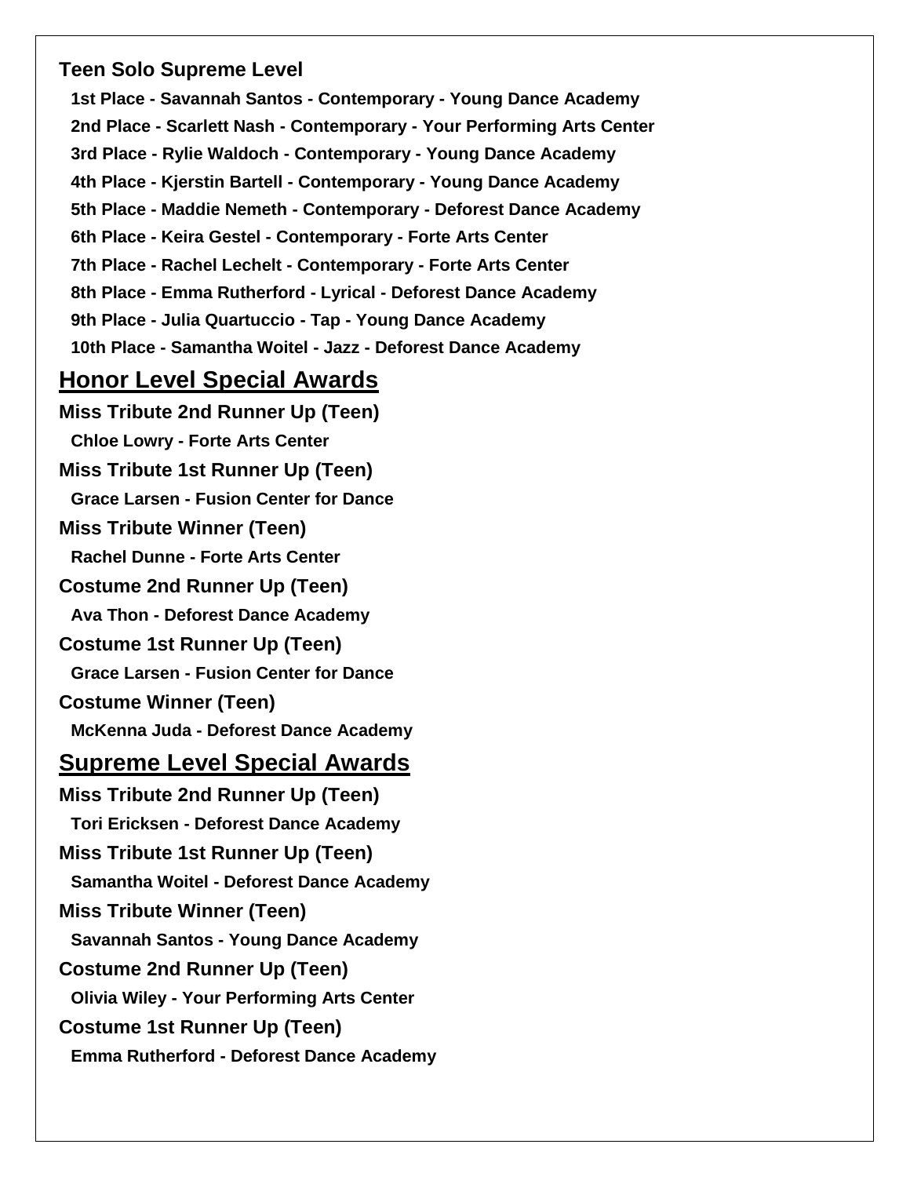**Teen Solo Supreme Level**

1st Place - Savannah Santos - Contemporary - Young Dance Academy
2nd Place - Scarlett Nash - Contemporary - Your Performing Arts Center
3rd Place - Rylie Waldoch - Contemporary - Young Dance Academy
4th Place - Kjerstin Bartell - Contemporary - Young Dance Academy
5th Place - Maddie Nemeth - Contemporary - Deforest Dance Academy
6th Place - Keira Gestel - Contemporary - Forte Arts Center
7th Place - Rachel Lechelt - Contemporary - Forte Arts Center
8th Place - Emma Rutherford - Lyrical - Deforest Dance Academy
9th Place - Julia Quartuccio - Tap - Young Dance Academy
10th Place - Samantha Woitel - Jazz - Deforest Dance Academy

## Honor Level Special Awards

**Miss Tribute 2nd Runner Up (Teen)**
Chloe Lowry - Forte Arts Center

**Miss Tribute 1st Runner Up (Teen)**
Grace Larsen - Fusion Center for Dance

**Miss Tribute Winner (Teen)**
Rachel Dunne - Forte Arts Center

**Costume 2nd Runner Up (Teen)**
Ava Thon - Deforest Dance Academy

**Costume 1st Runner Up (Teen)**
Grace Larsen - Fusion Center for Dance

**Costume Winner (Teen)**
McKenna Juda - Deforest Dance Academy

## Supreme Level Special Awards

**Miss Tribute 2nd Runner Up (Teen)**
Tori Ericksen - Deforest Dance Academy

**Miss Tribute 1st Runner Up (Teen)**
Samantha Woitel - Deforest Dance Academy

**Miss Tribute Winner (Teen)**
Savannah Santos - Young Dance Academy

**Costume 2nd Runner Up (Teen)**
Olivia Wiley - Your Performing Arts Center

**Costume 1st Runner Up (Teen)**
Emma Rutherford - Deforest Dance Academy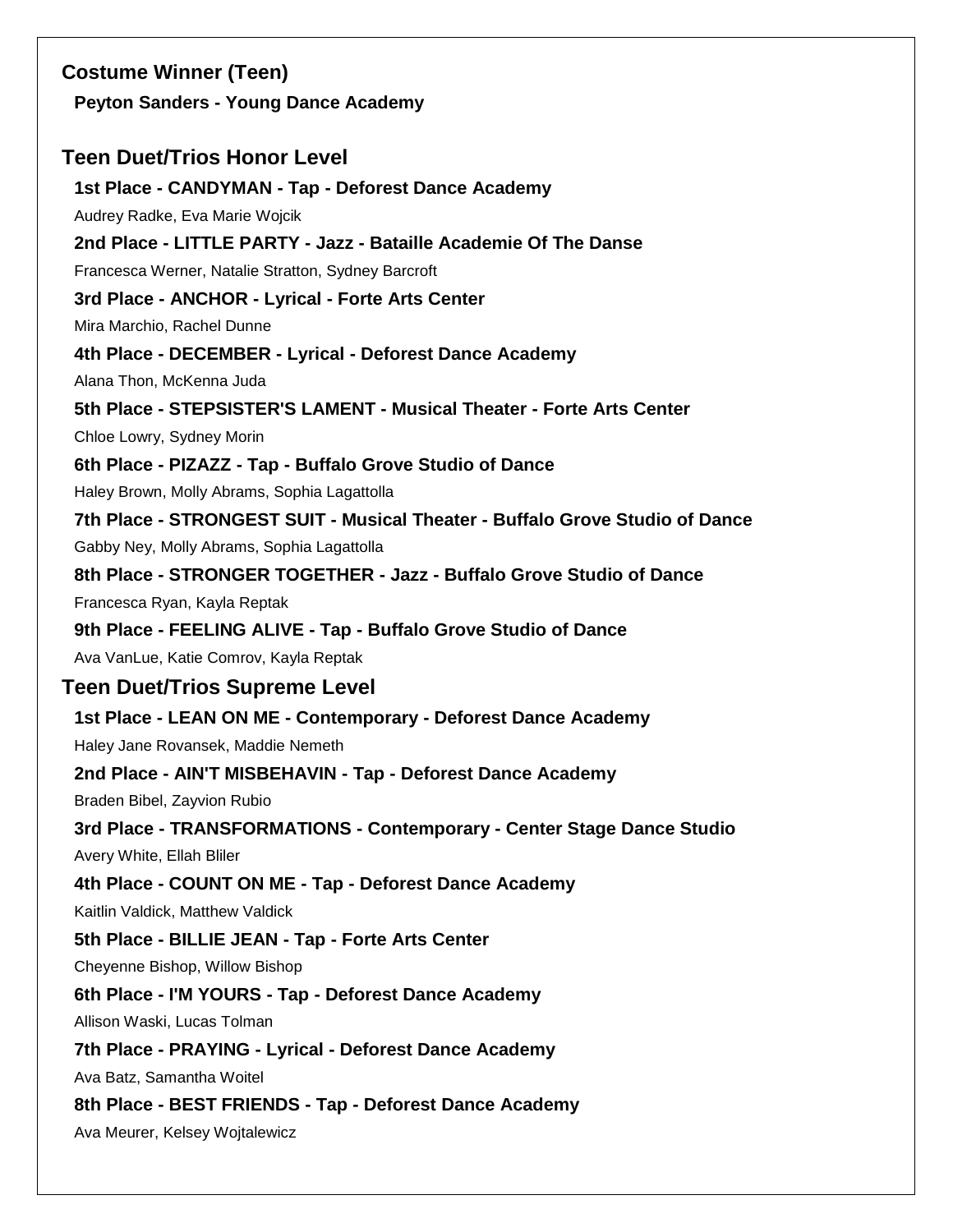## Costume Winner (Teen)

**Peyton Sanders - Young Dance Academy**

## Teen Duet/Trios Honor Level

**1st Place - CANDYMAN - Tap - Deforest Dance Academy**

Audrey Radke, Eva Marie Wojcik

**2nd Place - LITTLE PARTY - Jazz - Bataille Academie Of The Danse**

Francesca Werner, Natalie Stratton, Sydney Barcroft

**3rd Place - ANCHOR - Lyrical - Forte Arts Center**

Mira Marchio, Rachel Dunne

**4th Place - DECEMBER - Lyrical - Deforest Dance Academy**

Alana Thon, McKenna Juda

**5th Place - STEPSISTER'S LAMENT - Musical Theater - Forte Arts Center**

Chloe Lowry, Sydney Morin

**6th Place - PIZAZZ - Tap - Buffalo Grove Studio of Dance**

Haley Brown, Molly Abrams, Sophia Lagattolla

**7th Place - STRONGEST SUIT - Musical Theater - Buffalo Grove Studio of Dance**

Gabby Ney, Molly Abrams, Sophia Lagattolla

**8th Place - STRONGER TOGETHER - Jazz - Buffalo Grove Studio of Dance**

Francesca Ryan, Kayla Reptak

**9th Place - FEELING ALIVE - Tap - Buffalo Grove Studio of Dance**

Ava VanLue, Katie Comrov, Kayla Reptak

## Teen Duet/Trios Supreme Level

**1st Place - LEAN ON ME - Contemporary - Deforest Dance Academy**

Haley Jane Rovansek, Maddie Nemeth

**2nd Place - AIN'T MISBEHAVIN - Tap - Deforest Dance Academy**

Braden Bibel, Zayvion Rubio

**3rd Place - TRANSFORMATIONS - Contemporary - Center Stage Dance Studio**

Avery White, Ellah Bliler

**4th Place - COUNT ON ME - Tap - Deforest Dance Academy**

Kaitlin Valdick, Matthew Valdick

**5th Place - BILLIE JEAN - Tap - Forte Arts Center**

Cheyenne Bishop, Willow Bishop

**6th Place - I'M YOURS - Tap - Deforest Dance Academy**

Allison Waski, Lucas Tolman

**7th Place - PRAYING - Lyrical - Deforest Dance Academy**

Ava Batz, Samantha Woitel

**8th Place - BEST FRIENDS - Tap - Deforest Dance Academy**

Ava Meurer, Kelsey Wojtalewicz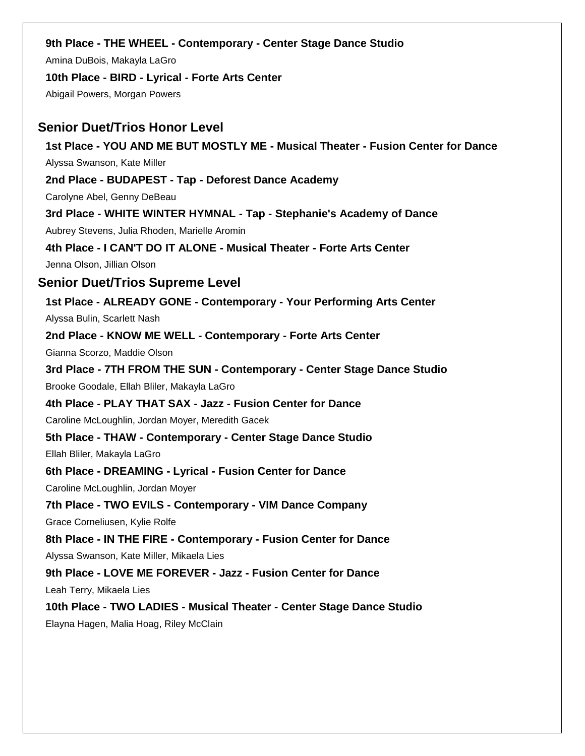**9th Place - THE WHEEL - Contemporary - Center Stage Dance Studio**

Amina DuBois, Makayla LaGro

**10th Place - BIRD - Lyrical - Forte Arts Center**

Abigail Powers, Morgan Powers

## Senior Duet/Trios Honor Level

**1st Place - YOU AND ME BUT MOSTLY ME - Musical Theater - Fusion Center for Dance**

Alyssa Swanson, Kate Miller

**2nd Place - BUDAPEST - Tap - Deforest Dance Academy**

Carolyne Abel, Genny DeBeau

**3rd Place - WHITE WINTER HYMNAL - Tap - Stephanie's Academy of Dance**

Aubrey Stevens, Julia Rhoden, Marielle Aromin

**4th Place - I CAN'T DO IT ALONE - Musical Theater - Forte Arts Center**

Jenna Olson, Jillian Olson

## Senior Duet/Trios Supreme Level

**1st Place - ALREADY GONE - Contemporary - Your Performing Arts Center**

Alyssa Bulin, Scarlett Nash

**2nd Place - KNOW ME WELL - Contemporary - Forte Arts Center**

Gianna Scorzo, Maddie Olson

**3rd Place - 7TH FROM THE SUN - Contemporary - Center Stage Dance Studio**

Brooke Goodale, Ellah Bliler, Makayla LaGro

**4th Place - PLAY THAT SAX - Jazz - Fusion Center for Dance**

Caroline McLoughlin, Jordan Moyer, Meredith Gacek

**5th Place - THAW - Contemporary - Center Stage Dance Studio**

Ellah Bliler, Makayla LaGro

**6th Place - DREAMING - Lyrical - Fusion Center for Dance**

Caroline McLoughlin, Jordan Moyer

**7th Place - TWO EVILS - Contemporary - VIM Dance Company**

Grace Corneliusen, Kylie Rolfe

**8th Place - IN THE FIRE - Contemporary - Fusion Center for Dance**

Alyssa Swanson, Kate Miller, Mikaela Lies

**9th Place - LOVE ME FOREVER - Jazz - Fusion Center for Dance**

Leah Terry, Mikaela Lies

**10th Place - TWO LADIES - Musical Theater - Center Stage Dance Studio**

Elayna Hagen, Malia Hoag, Riley McClain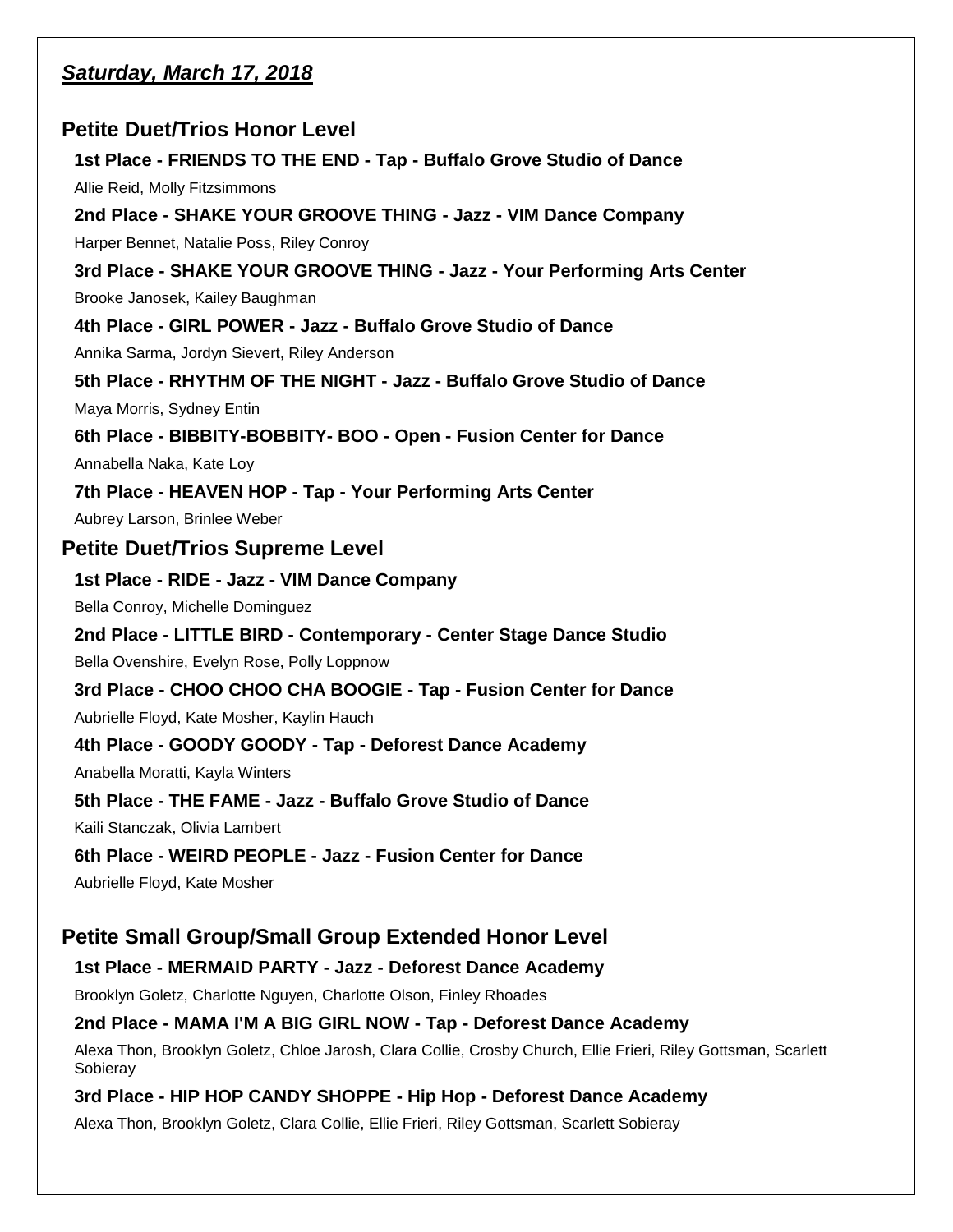## *Saturday, March 17, 2018*

### Petite Duet/Trios Honor Level

**1st Place - FRIENDS TO THE END - Tap - Buffalo Grove Studio of Dance**

Allie Reid, Molly Fitzsimmons

**2nd Place - SHAKE YOUR GROOVE THING - Jazz - VIM Dance Company**

Harper Bennet, Natalie Poss, Riley Conroy

**3rd Place - SHAKE YOUR GROOVE THING - Jazz - Your Performing Arts Center**

Brooke Janosek, Kailey Baughman

**4th Place - GIRL POWER - Jazz - Buffalo Grove Studio of Dance**

Annika Sarma, Jordyn Sievert, Riley Anderson

**5th Place - RHYTHM OF THE NIGHT - Jazz - Buffalo Grove Studio of Dance**

Maya Morris, Sydney Entin

**6th Place - BIBBITY-BOBBITY- BOO - Open - Fusion Center for Dance**

Annabella Naka, Kate Loy

**7th Place - HEAVEN HOP - Tap - Your Performing Arts Center**

Aubrey Larson, Brinlee Weber

### Petite Duet/Trios Supreme Level

**1st Place - RIDE - Jazz - VIM Dance Company**

Bella Conroy, Michelle Dominguez

**2nd Place - LITTLE BIRD - Contemporary - Center Stage Dance Studio**

Bella Ovenshire, Evelyn Rose, Polly Loppnow

**3rd Place - CHOO CHOO CHA BOOGIE - Tap - Fusion Center for Dance**

Aubrielle Floyd, Kate Mosher, Kaylin Hauch

**4th Place - GOODY GOODY - Tap - Deforest Dance Academy**

Anabella Moratti, Kayla Winters

**5th Place - THE FAME - Jazz - Buffalo Grove Studio of Dance**

Kaili Stanczak, Olivia Lambert

**6th Place - WEIRD PEOPLE - Jazz - Fusion Center for Dance**

Aubrielle Floyd, Kate Mosher

### Petite Small Group/Small Group Extended Honor Level

**1st Place - MERMAID PARTY - Jazz - Deforest Dance Academy**

Brooklyn Goletz, Charlotte Nguyen, Charlotte Olson, Finley Rhoades

**2nd Place - MAMA I'M A BIG GIRL NOW - Tap - Deforest Dance Academy**

Alexa Thon, Brooklyn Goletz, Chloe Jarosh, Clara Collie, Crosby Church, Ellie Frieri, Riley Gottsman, Scarlett Sobieray

**3rd Place - HIP HOP CANDY SHOPPE - Hip Hop - Deforest Dance Academy**

Alexa Thon, Brooklyn Goletz, Clara Collie, Ellie Frieri, Riley Gottsman, Scarlett Sobieray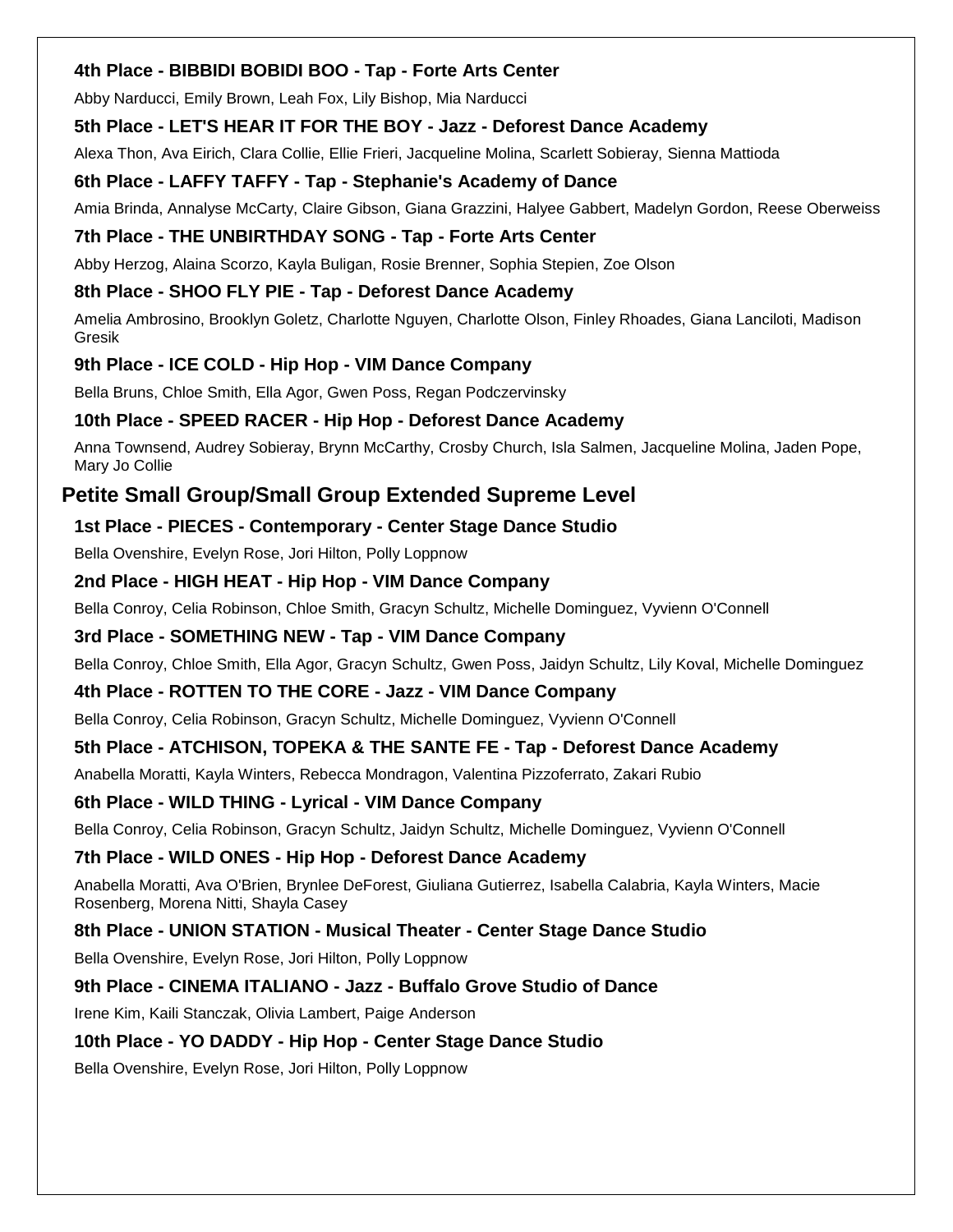**4th Place - BIBBIDI BOBIDI BOO - Tap - Forte Arts Center**

Abby Narducci, Emily Brown, Leah Fox, Lily Bishop, Mia Narducci

**5th Place - LET'S HEAR IT FOR THE BOY - Jazz - Deforest Dance Academy**

Alexa Thon, Ava Eirich, Clara Collie, Ellie Frieri, Jacqueline Molina, Scarlett Sobieray, Sienna Mattioda

**6th Place - LAFFY TAFFY - Tap - Stephanie's Academy of Dance**

Amia Brinda, Annalyse McCarty, Claire Gibson, Giana Grazzini, Halyee Gabbert, Madelyn Gordon, Reese Oberweiss

**7th Place - THE UNBIRTHDAY SONG - Tap - Forte Arts Center**

Abby Herzog, Alaina Scorzo, Kayla Buligan, Rosie Brenner, Sophia Stepien, Zoe Olson

**8th Place - SHOO FLY PIE - Tap - Deforest Dance Academy**

Amelia Ambrosino, Brooklyn Goletz, Charlotte Nguyen, Charlotte Olson, Finley Rhoades, Giana Lanciloti, Madison Gresik

**9th Place - ICE COLD - Hip Hop - VIM Dance Company**

Bella Bruns, Chloe Smith, Ella Agor, Gwen Poss, Regan Podczervinsky

**10th Place - SPEED RACER - Hip Hop - Deforest Dance Academy**

Anna Townsend, Audrey Sobieray, Brynn McCarthy, Crosby Church, Isla Salmen, Jacqueline Molina, Jaden Pope, Mary Jo Collie

## Petite Small Group/Small Group Extended Supreme Level

**1st Place - PIECES - Contemporary - Center Stage Dance Studio**

Bella Ovenshire, Evelyn Rose, Jori Hilton, Polly Loppnow

**2nd Place - HIGH HEAT - Hip Hop - VIM Dance Company**

Bella Conroy, Celia Robinson, Chloe Smith, Gracyn Schultz, Michelle Dominguez, Vyvienn O'Connell

**3rd Place - SOMETHING NEW - Tap - VIM Dance Company**

Bella Conroy, Chloe Smith, Ella Agor, Gracyn Schultz, Gwen Poss, Jaidyn Schultz, Lily Koval, Michelle Dominguez

**4th Place - ROTTEN TO THE CORE - Jazz - VIM Dance Company**

Bella Conroy, Celia Robinson, Gracyn Schultz, Michelle Dominguez, Vyvienn O'Connell

**5th Place - ATCHISON, TOPEKA & THE SANTE FE - Tap - Deforest Dance Academy**

Anabella Moratti, Kayla Winters, Rebecca Mondragon, Valentina Pizzoferrato, Zakari Rubio

**6th Place - WILD THING - Lyrical - VIM Dance Company**

Bella Conroy, Celia Robinson, Gracyn Schultz, Jaidyn Schultz, Michelle Dominguez, Vyvienn O'Connell

**7th Place - WILD ONES - Hip Hop - Deforest Dance Academy**

Anabella Moratti, Ava O'Brien, Brynlee DeForest, Giuliana Gutierrez, Isabella Calabria, Kayla Winters, Macie Rosenberg, Morena Nitti, Shayla Casey

**8th Place - UNION STATION - Musical Theater - Center Stage Dance Studio**

Bella Ovenshire, Evelyn Rose, Jori Hilton, Polly Loppnow

**9th Place - CINEMA ITALIANO - Jazz - Buffalo Grove Studio of Dance**

Irene Kim, Kaili Stanczak, Olivia Lambert, Paige Anderson

**10th Place - YO DADDY - Hip Hop - Center Stage Dance Studio**

Bella Ovenshire, Evelyn Rose, Jori Hilton, Polly Loppnow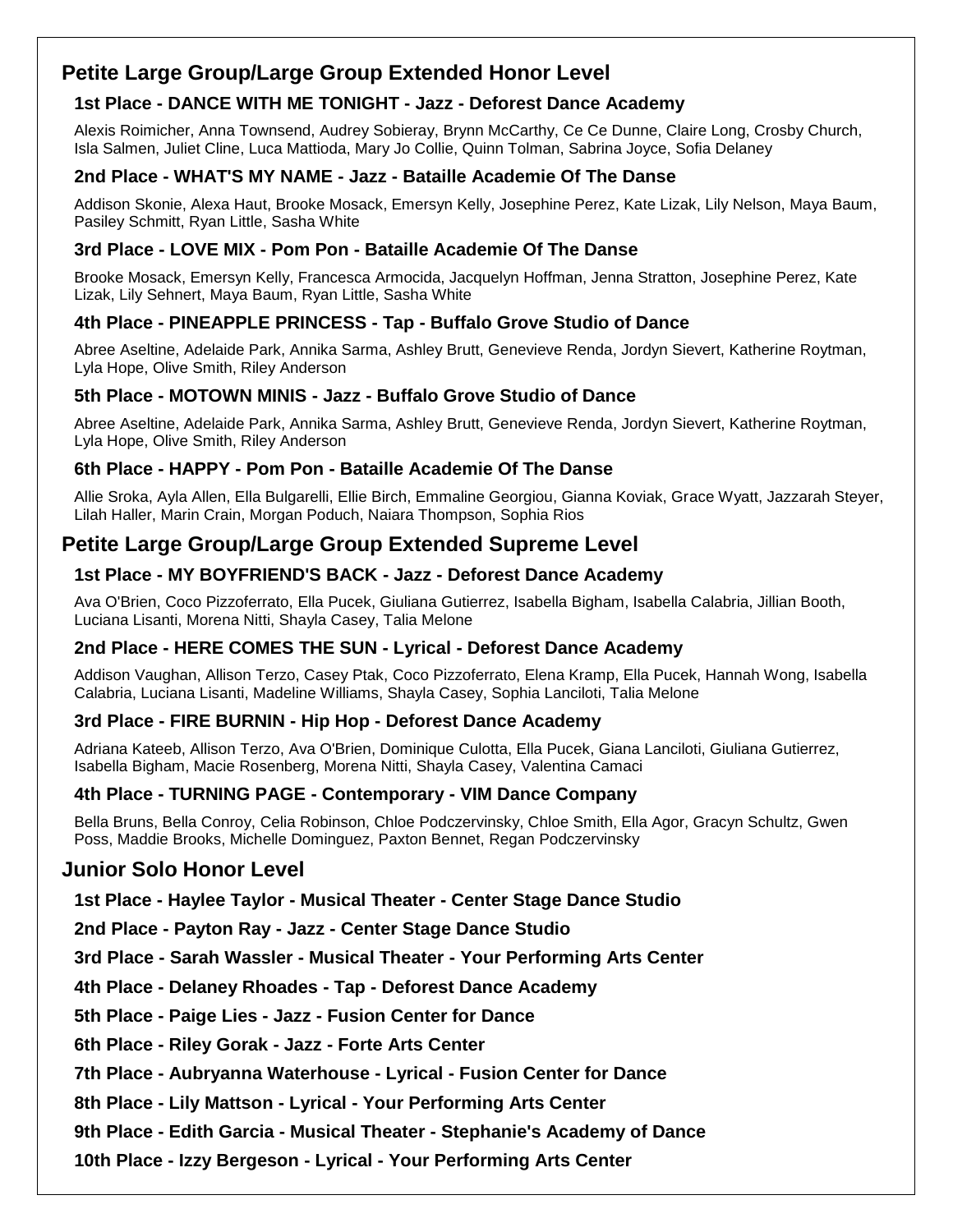## Petite Large Group/Large Group Extended Honor Level

### 1st Place - DANCE WITH ME TONIGHT - Jazz - Deforest Dance Academy

Alexis Roimicher, Anna Townsend, Audrey Sobieray, Brynn McCarthy, Ce Ce Dunne, Claire Long, Crosby Church, Isla Salmen, Juliet Cline, Luca Mattioda, Mary Jo Collie, Quinn Tolman, Sabrina Joyce, Sofia Delaney

### 2nd Place - WHAT'S MY NAME - Jazz - Bataille Academie Of The Danse

Addison Skonie, Alexa Haut, Brooke Mosack, Emersyn Kelly, Josephine Perez, Kate Lizak, Lily Nelson, Maya Baum, Pasiley Schmitt, Ryan Little, Sasha White

### 3rd Place - LOVE MIX - Pom Pon - Bataille Academie Of The Danse

Brooke Mosack, Emersyn Kelly, Francesca Armocida, Jacquelyn Hoffman, Jenna Stratton, Josephine Perez, Kate Lizak, Lily Sehnert, Maya Baum, Ryan Little, Sasha White

### 4th Place - PINEAPPLE PRINCESS - Tap - Buffalo Grove Studio of Dance

Abree Aseltine, Adelaide Park, Annika Sarma, Ashley Brutt, Genevieve Renda, Jordyn Sievert, Katherine Roytman, Lyla Hope, Olive Smith, Riley Anderson

### 5th Place - MOTOWN MINIS - Jazz - Buffalo Grove Studio of Dance

Abree Aseltine, Adelaide Park, Annika Sarma, Ashley Brutt, Genevieve Renda, Jordyn Sievert, Katherine Roytman, Lyla Hope, Olive Smith, Riley Anderson

### 6th Place - HAPPY - Pom Pon - Bataille Academie Of The Danse

Allie Sroka, Ayla Allen, Ella Bulgarelli, Ellie Birch, Emmaline Georgiou, Gianna Koviak, Grace Wyatt, Jazzarah Steyer, Lilah Haller, Marin Crain, Morgan Poduch, Naiara Thompson, Sophia Rios

## Petite Large Group/Large Group Extended Supreme Level

### 1st Place - MY BOYFRIEND'S BACK - Jazz - Deforest Dance Academy

Ava O'Brien, Coco Pizzoferrato, Ella Pucek, Giuliana Gutierrez, Isabella Bigham, Isabella Calabria, Jillian Booth, Luciana Lisanti, Morena Nitti, Shayla Casey, Talia Melone

### 2nd Place - HERE COMES THE SUN - Lyrical - Deforest Dance Academy

Addison Vaughan, Allison Terzo, Casey Ptak, Coco Pizzoferrato, Elena Kramp, Ella Pucek, Hannah Wong, Isabella Calabria, Luciana Lisanti, Madeline Williams, Shayla Casey, Sophia Lanciloti, Talia Melone

### 3rd Place - FIRE BURNIN - Hip Hop - Deforest Dance Academy

Adriana Kateeb, Allison Terzo, Ava O'Brien, Dominique Culotta, Ella Pucek, Giana Lanciloti, Giuliana Gutierrez, Isabella Bigham, Macie Rosenberg, Morena Nitti, Shayla Casey, Valentina Camaci

### 4th Place - TURNING PAGE - Contemporary - VIM Dance Company

Bella Bruns, Bella Conroy, Celia Robinson, Chloe Podczervinsky, Chloe Smith, Ella Agor, Gracyn Schultz, Gwen Poss, Maddie Brooks, Michelle Dominguez, Paxton Bennet, Regan Podczervinsky

## Junior Solo Honor Level

**1st Place - Haylee Taylor - Musical Theater - Center Stage Dance Studio**

**2nd Place - Payton Ray - Jazz - Center Stage Dance Studio**

**3rd Place - Sarah Wassler - Musical Theater - Your Performing Arts Center**

**4th Place - Delaney Rhoades - Tap - Deforest Dance Academy**

**5th Place - Paige Lies - Jazz - Fusion Center for Dance**

**6th Place - Riley Gorak - Jazz - Forte Arts Center**

**7th Place - Aubryanna Waterhouse - Lyrical - Fusion Center for Dance**

**8th Place - Lily Mattson - Lyrical - Your Performing Arts Center**

**9th Place - Edith Garcia - Musical Theater - Stephanie's Academy of Dance**

**10th Place - Izzy Bergeson - Lyrical - Your Performing Arts Center**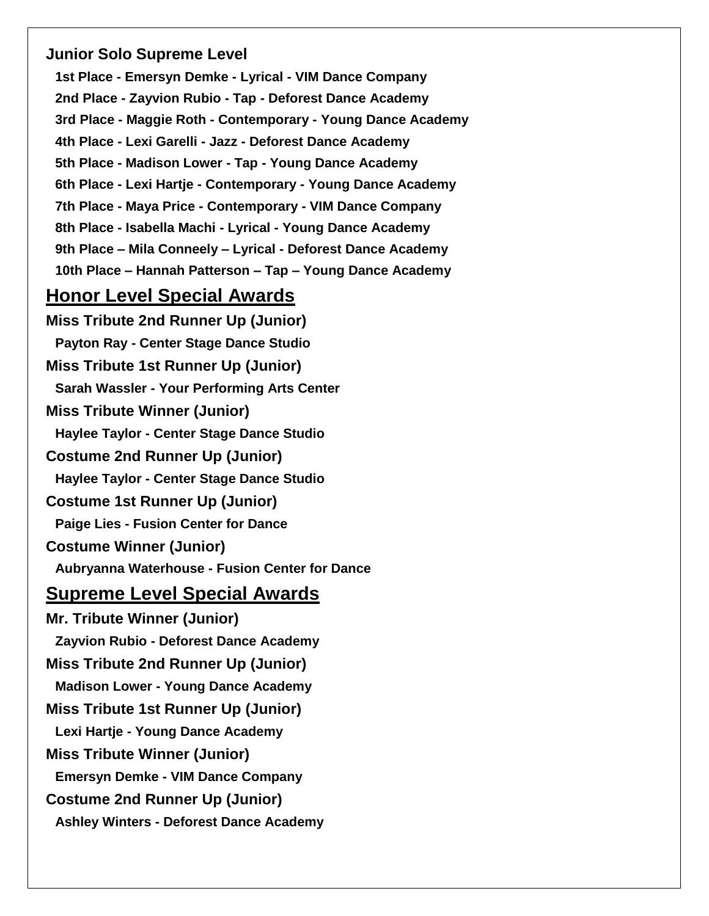**Junior Solo Supreme Level**

1st Place - Emersyn Demke - Lyrical - VIM Dance Company
2nd Place - Zayvion Rubio - Tap - Deforest Dance Academy
3rd Place - Maggie Roth - Contemporary - Young Dance Academy
4th Place - Lexi Garelli - Jazz - Deforest Dance Academy
5th Place - Madison Lower - Tap - Young Dance Academy
6th Place - Lexi Hartje - Contemporary - Young Dance Academy
7th Place - Maya Price - Contemporary - VIM Dance Company
8th Place - Isabella Machi - Lyrical - Young Dance Academy
9th Place – Mila Conneely – Lyrical - Deforest Dance Academy
10th Place – Hannah Patterson – Tap – Young Dance Academy

## Honor Level Special Awards

**Miss Tribute 2nd Runner Up (Junior)**
Payton Ray - Center Stage Dance Studio

**Miss Tribute 1st Runner Up (Junior)**
Sarah Wassler - Your Performing Arts Center

**Miss Tribute Winner (Junior)**
Haylee Taylor - Center Stage Dance Studio

**Costume 2nd Runner Up (Junior)**
Haylee Taylor - Center Stage Dance Studio

**Costume 1st Runner Up (Junior)**
Paige Lies - Fusion Center for Dance

**Costume Winner (Junior)**
Aubryanna Waterhouse - Fusion Center for Dance

## Supreme Level Special Awards

**Mr. Tribute Winner (Junior)**
Zayvion Rubio - Deforest Dance Academy

**Miss Tribute 2nd Runner Up (Junior)**
Madison Lower - Young Dance Academy

**Miss Tribute 1st Runner Up (Junior)**
Lexi Hartje - Young Dance Academy

**Miss Tribute Winner (Junior)**
Emersyn Demke - VIM Dance Company

**Costume 2nd Runner Up (Junior)**
Ashley Winters - Deforest Dance Academy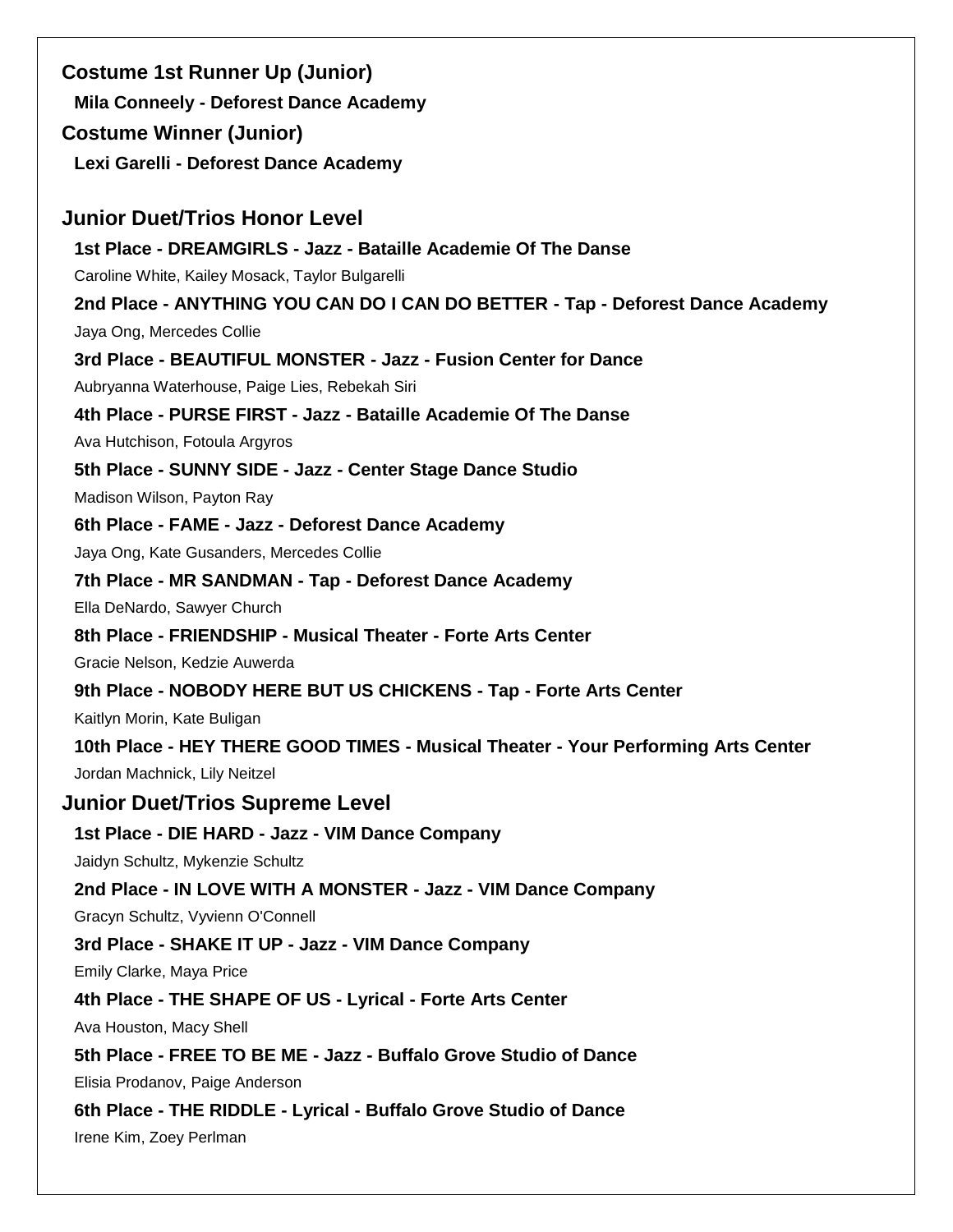### Costume 1st Runner Up (Junior)

**Mila Conneely - Deforest Dance Academy**

### Costume Winner (Junior)

**Lexi Garelli - Deforest Dance Academy**

## Junior Duet/Trios Honor Level

**1st Place - DREAMGIRLS - Jazz - Bataille Academie Of The Danse**

Caroline White, Kailey Mosack, Taylor Bulgarelli

**2nd Place - ANYTHING YOU CAN DO I CAN DO BETTER - Tap - Deforest Dance Academy**

Jaya Ong, Mercedes Collie

**3rd Place - BEAUTIFUL MONSTER - Jazz - Fusion Center for Dance**

Aubryanna Waterhouse, Paige Lies, Rebekah Siri

**4th Place - PURSE FIRST - Jazz - Bataille Academie Of The Danse**

Ava Hutchison, Fotoula Argyros

**5th Place - SUNNY SIDE - Jazz - Center Stage Dance Studio**

Madison Wilson, Payton Ray

**6th Place - FAME - Jazz - Deforest Dance Academy**

Jaya Ong, Kate Gusanders, Mercedes Collie

**7th Place - MR SANDMAN - Tap - Deforest Dance Academy**

Ella DeNardo, Sawyer Church

**8th Place - FRIENDSHIP - Musical Theater - Forte Arts Center**

Gracie Nelson, Kedzie Auwerda

**9th Place - NOBODY HERE BUT US CHICKENS - Tap - Forte Arts Center**

Kaitlyn Morin, Kate Buligan

**10th Place - HEY THERE GOOD TIMES - Musical Theater - Your Performing Arts Center**

Jordan Machnick, Lily Neitzel

## Junior Duet/Trios Supreme Level

**1st Place - DIE HARD - Jazz - VIM Dance Company**

Jaidyn Schultz, Mykenzie Schultz

**2nd Place - IN LOVE WITH A MONSTER - Jazz - VIM Dance Company**

Gracyn Schultz, Vyvienn O'Connell

**3rd Place - SHAKE IT UP - Jazz - VIM Dance Company**

Emily Clarke, Maya Price

**4th Place - THE SHAPE OF US - Lyrical - Forte Arts Center**

Ava Houston, Macy Shell

**5th Place - FREE TO BE ME - Jazz - Buffalo Grove Studio of Dance**

Elisia Prodanov, Paige Anderson

**6th Place - THE RIDDLE - Lyrical - Buffalo Grove Studio of Dance**

Irene Kim, Zoey Perlman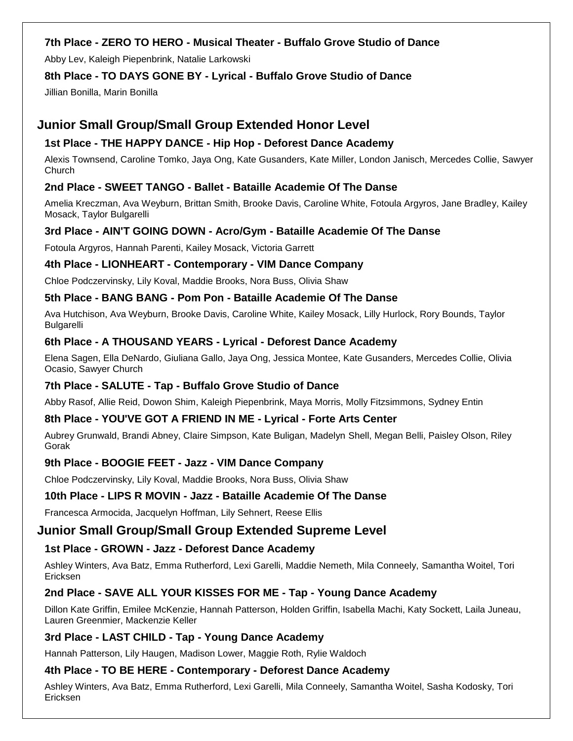**7th Place - ZERO TO HERO - Musical Theater - Buffalo Grove Studio of Dance**

Abby Lev, Kaleigh Piepenbrink, Natalie Larkowski

**8th Place - TO DAYS GONE BY - Lyrical - Buffalo Grove Studio of Dance**

Jillian Bonilla, Marin Bonilla

## Junior Small Group/Small Group Extended Honor Level

**1st Place - THE HAPPY DANCE - Hip Hop - Deforest Dance Academy**

Alexis Townsend, Caroline Tomko, Jaya Ong, Kate Gusanders, Kate Miller, London Janisch, Mercedes Collie, Sawyer Church

**2nd Place - SWEET TANGO - Ballet - Bataille Academie Of The Danse**

Amelia Kreczman, Ava Weyburn, Brittan Smith, Brooke Davis, Caroline White, Fotoula Argyros, Jane Bradley, Kailey Mosack, Taylor Bulgarelli

**3rd Place - AIN'T GOING DOWN - Acro/Gym - Bataille Academie Of The Danse**

Fotoula Argyros, Hannah Parenti, Kailey Mosack, Victoria Garrett

**4th Place - LIONHEART - Contemporary - VIM Dance Company**

Chloe Podczervinsky, Lily Koval, Maddie Brooks, Nora Buss, Olivia Shaw

**5th Place - BANG BANG - Pom Pon - Bataille Academie Of The Danse**

Ava Hutchison, Ava Weyburn, Brooke Davis, Caroline White, Kailey Mosack, Lilly Hurlock, Rory Bounds, Taylor Bulgarelli

**6th Place - A THOUSAND YEARS - Lyrical - Deforest Dance Academy**

Elena Sagen, Ella DeNardo, Giuliana Gallo, Jaya Ong, Jessica Montee, Kate Gusanders, Mercedes Collie, Olivia Ocasio, Sawyer Church

**7th Place - SALUTE - Tap - Buffalo Grove Studio of Dance**

Abby Rasof, Allie Reid, Dowon Shim, Kaleigh Piepenbrink, Maya Morris, Molly Fitzsimmons, Sydney Entin

**8th Place - YOU'VE GOT A FRIEND IN ME - Lyrical - Forte Arts Center**

Aubrey Grunwald, Brandi Abney, Claire Simpson, Kate Buligan, Madelyn Shell, Megan Belli, Paisley Olson, Riley Gorak

**9th Place - BOOGIE FEET - Jazz - VIM Dance Company**

Chloe Podczervinsky, Lily Koval, Maddie Brooks, Nora Buss, Olivia Shaw

**10th Place - LIPS R MOVIN - Jazz - Bataille Academie Of The Danse**

Francesca Armocida, Jacquelyn Hoffman, Lily Sehnert, Reese Ellis

## Junior Small Group/Small Group Extended Supreme Level

**1st Place - GROWN - Jazz - Deforest Dance Academy**

Ashley Winters, Ava Batz, Emma Rutherford, Lexi Garelli, Maddie Nemeth, Mila Conneely, Samantha Woitel, Tori Ericksen

**2nd Place - SAVE ALL YOUR KISSES FOR ME - Tap - Young Dance Academy**

Dillon Kate Griffin, Emilee McKenzie, Hannah Patterson, Holden Griffin, Isabella Machi, Katy Sockett, Laila Juneau, Lauren Greenmier, Mackenzie Keller

**3rd Place - LAST CHILD - Tap - Young Dance Academy**

Hannah Patterson, Lily Haugen, Madison Lower, Maggie Roth, Rylie Waldoch

**4th Place - TO BE HERE - Contemporary - Deforest Dance Academy**

Ashley Winters, Ava Batz, Emma Rutherford, Lexi Garelli, Mila Conneely, Samantha Woitel, Sasha Kodosky, Tori Ericksen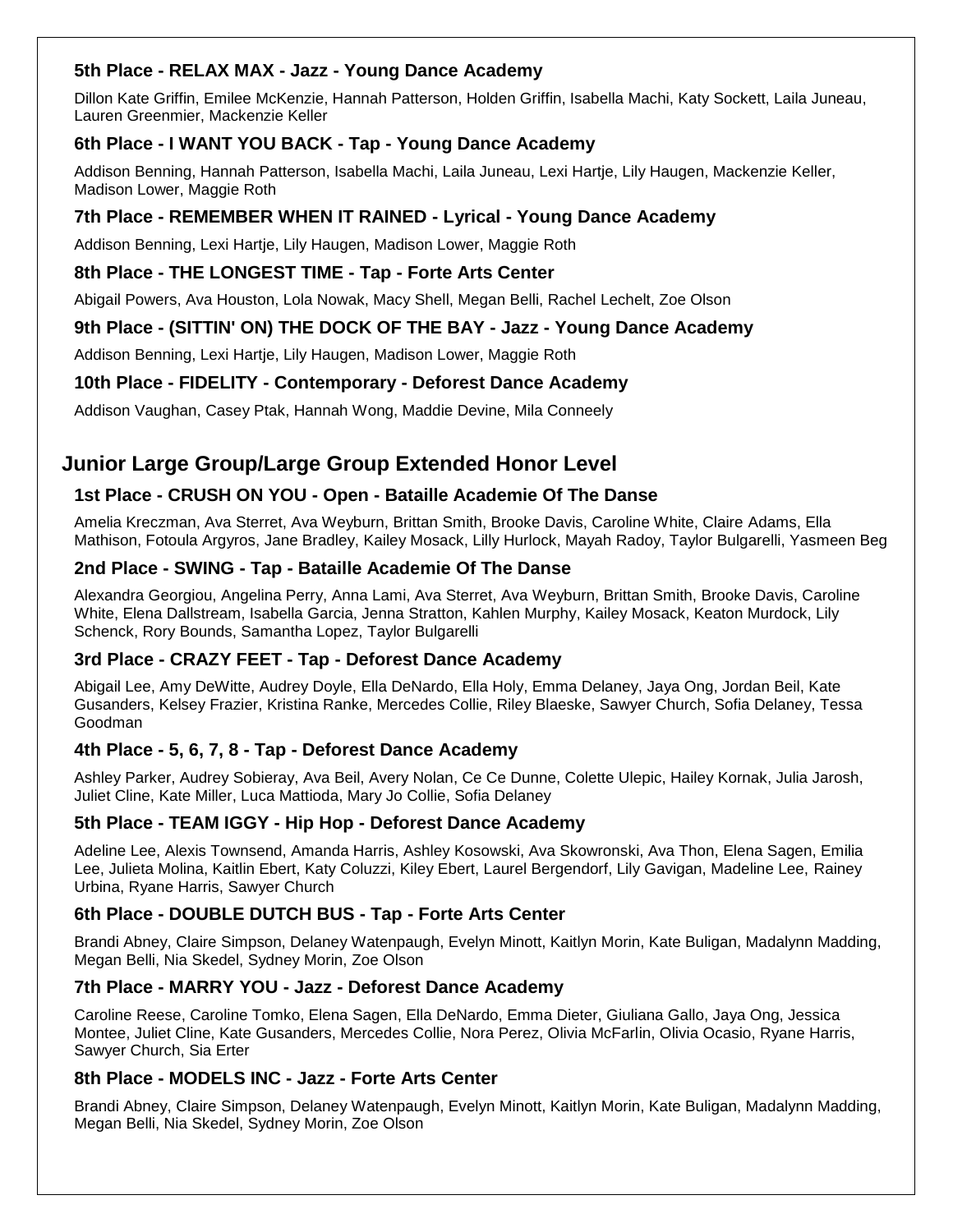### 5th Place - RELAX MAX - Jazz - Young Dance Academy

Dillon Kate Griffin, Emilee McKenzie, Hannah Patterson, Holden Griffin, Isabella Machi, Katy Sockett, Laila Juneau, Lauren Greenmier, Mackenzie Keller

### 6th Place - I WANT YOU BACK - Tap - Young Dance Academy

Addison Benning, Hannah Patterson, Isabella Machi, Laila Juneau, Lexi Hartje, Lily Haugen, Mackenzie Keller, Madison Lower, Maggie Roth

### 7th Place - REMEMBER WHEN IT RAINED - Lyrical - Young Dance Academy

Addison Benning, Lexi Hartje, Lily Haugen, Madison Lower, Maggie Roth

### 8th Place - THE LONGEST TIME - Tap - Forte Arts Center

Abigail Powers, Ava Houston, Lola Nowak, Macy Shell, Megan Belli, Rachel Lechelt, Zoe Olson

### 9th Place - (SITTIN' ON) THE DOCK OF THE BAY - Jazz - Young Dance Academy

Addison Benning, Lexi Hartje, Lily Haugen, Madison Lower, Maggie Roth

### 10th Place - FIDELITY - Contemporary - Deforest Dance Academy

Addison Vaughan, Casey Ptak, Hannah Wong, Maddie Devine, Mila Conneely

## Junior Large Group/Large Group Extended Honor Level

### 1st Place - CRUSH ON YOU - Open - Bataille Academie Of The Danse

Amelia Kreczman, Ava Sterret, Ava Weyburn, Brittan Smith, Brooke Davis, Caroline White, Claire Adams, Ella Mathison, Fotoula Argyros, Jane Bradley, Kailey Mosack, Lilly Hurlock, Mayah Radoy, Taylor Bulgarelli, Yasmeen Beg

### 2nd Place - SWING - Tap - Bataille Academie Of The Danse

Alexandra Georgiou, Angelina Perry, Anna Lami, Ava Sterret, Ava Weyburn, Brittan Smith, Brooke Davis, Caroline White, Elena Dallstream, Isabella Garcia, Jenna Stratton, Kahlen Murphy, Kailey Mosack, Keaton Murdock, Lily Schenck, Rory Bounds, Samantha Lopez, Taylor Bulgarelli

### 3rd Place - CRAZY FEET - Tap - Deforest Dance Academy

Abigail Lee, Amy DeWitte, Audrey Doyle, Ella DeNardo, Ella Holy, Emma Delaney, Jaya Ong, Jordan Beil, Kate Gusanders, Kelsey Frazier, Kristina Ranke, Mercedes Collie, Riley Blaeske, Sawyer Church, Sofia Delaney, Tessa Goodman

### 4th Place - 5, 6, 7, 8 - Tap - Deforest Dance Academy

Ashley Parker, Audrey Sobieray, Ava Beil, Avery Nolan, Ce Ce Dunne, Colette Ulepic, Hailey Kornak, Julia Jarosh, Juliet Cline, Kate Miller, Luca Mattioda, Mary Jo Collie, Sofia Delaney

### 5th Place - TEAM IGGY - Hip Hop - Deforest Dance Academy

Adeline Lee, Alexis Townsend, Amanda Harris, Ashley Kosowski, Ava Skowronski, Ava Thon, Elena Sagen, Emilia Lee, Julieta Molina, Kaitlin Ebert, Katy Coluzzi, Kiley Ebert, Laurel Bergendorf, Lily Gavigan, Madeline Lee, Rainey Urbina, Ryane Harris, Sawyer Church

### 6th Place - DOUBLE DUTCH BUS - Tap - Forte Arts Center

Brandi Abney, Claire Simpson, Delaney Watenpaugh, Evelyn Minott, Kaitlyn Morin, Kate Buligan, Madalynn Madding, Megan Belli, Nia Skedel, Sydney Morin, Zoe Olson

### 7th Place - MARRY YOU - Jazz - Deforest Dance Academy

Caroline Reese, Caroline Tomko, Elena Sagen, Ella DeNardo, Emma Dieter, Giuliana Gallo, Jaya Ong, Jessica Montee, Juliet Cline, Kate Gusanders, Mercedes Collie, Nora Perez, Olivia McFarlin, Olivia Ocasio, Ryane Harris, Sawyer Church, Sia Erter

### 8th Place - MODELS INC - Jazz - Forte Arts Center

Brandi Abney, Claire Simpson, Delaney Watenpaugh, Evelyn Minott, Kaitlyn Morin, Kate Buligan, Madalynn Madding, Megan Belli, Nia Skedel, Sydney Morin, Zoe Olson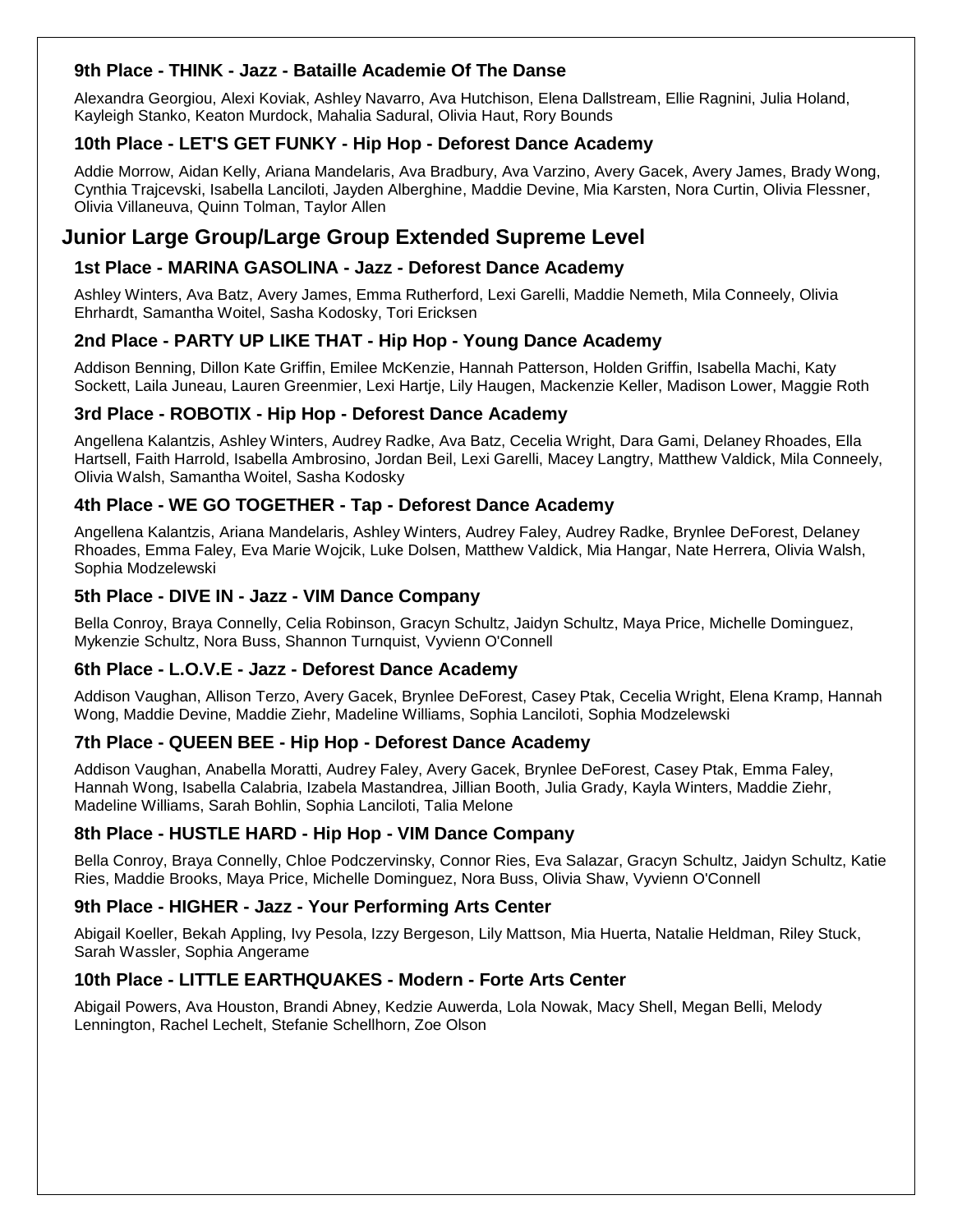### 9th Place - THINK - Jazz - Bataille Academie Of The Danse

Alexandra Georgiou, Alexi Koviak, Ashley Navarro, Ava Hutchison, Elena Dallstream, Ellie Ragnini, Julia Holand, Kayleigh Stanko, Keaton Murdock, Mahalia Sadural, Olivia Haut, Rory Bounds

### 10th Place - LET'S GET FUNKY - Hip Hop - Deforest Dance Academy

Addie Morrow, Aidan Kelly, Ariana Mandelaris, Ava Bradbury, Ava Varzino, Avery Gacek, Avery James, Brady Wong, Cynthia Trajcevski, Isabella Lanciloti, Jayden Alberghine, Maddie Devine, Mia Karsten, Nora Curtin, Olivia Flessner, Olivia Villaneuva, Quinn Tolman, Taylor Allen

## Junior Large Group/Large Group Extended Supreme Level

### 1st Place - MARINA GASOLINA - Jazz - Deforest Dance Academy

Ashley Winters, Ava Batz, Avery James, Emma Rutherford, Lexi Garelli, Maddie Nemeth, Mila Conneely, Olivia Ehrhardt, Samantha Woitel, Sasha Kodosky, Tori Ericksen

### 2nd Place - PARTY UP LIKE THAT - Hip Hop - Young Dance Academy

Addison Benning, Dillon Kate Griffin, Emilee McKenzie, Hannah Patterson, Holden Griffin, Isabella Machi, Katy Sockett, Laila Juneau, Lauren Greenmier, Lexi Hartje, Lily Haugen, Mackenzie Keller, Madison Lower, Maggie Roth

### 3rd Place - ROBOTIX - Hip Hop - Deforest Dance Academy

Angellena Kalantzis, Ashley Winters, Audrey Radke, Ava Batz, Cecelia Wright, Dara Gami, Delaney Rhoades, Ella Hartsell, Faith Harrold, Isabella Ambrosino, Jordan Beil, Lexi Garelli, Macey Langtry, Matthew Valdick, Mila Conneely, Olivia Walsh, Samantha Woitel, Sasha Kodosky

### 4th Place - WE GO TOGETHER - Tap - Deforest Dance Academy

Angellena Kalantzis, Ariana Mandelaris, Ashley Winters, Audrey Faley, Audrey Radke, Brynlee DeForest, Delaney Rhoades, Emma Faley, Eva Marie Wojcik, Luke Dolsen, Matthew Valdick, Mia Hangar, Nate Herrera, Olivia Walsh, Sophia Modzelewski

### 5th Place - DIVE IN - Jazz - VIM Dance Company

Bella Conroy, Braya Connelly, Celia Robinson, Gracyn Schultz, Jaidyn Schultz, Maya Price, Michelle Dominguez, Mykenzie Schultz, Nora Buss, Shannon Turnquist, Vyvienn O'Connell

### 6th Place - L.O.V.E - Jazz - Deforest Dance Academy

Addison Vaughan, Allison Terzo, Avery Gacek, Brynlee DeForest, Casey Ptak, Cecelia Wright, Elena Kramp, Hannah Wong, Maddie Devine, Maddie Ziehr, Madeline Williams, Sophia Lanciloti, Sophia Modzelewski

### 7th Place - QUEEN BEE - Hip Hop - Deforest Dance Academy

Addison Vaughan, Anabella Moratti, Audrey Faley, Avery Gacek, Brynlee DeForest, Casey Ptak, Emma Faley, Hannah Wong, Isabella Calabria, Izabela Mastandrea, Jillian Booth, Julia Grady, Kayla Winters, Maddie Ziehr, Madeline Williams, Sarah Bohlin, Sophia Lanciloti, Talia Melone

### 8th Place - HUSTLE HARD - Hip Hop - VIM Dance Company

Bella Conroy, Braya Connelly, Chloe Podczervinsky, Connor Ries, Eva Salazar, Gracyn Schultz, Jaidyn Schultz, Katie Ries, Maddie Brooks, Maya Price, Michelle Dominguez, Nora Buss, Olivia Shaw, Vyvienn O'Connell

### 9th Place - HIGHER - Jazz - Your Performing Arts Center

Abigail Koeller, Bekah Appling, Ivy Pesola, Izzy Bergeson, Lily Mattson, Mia Huerta, Natalie Heldman, Riley Stuck, Sarah Wassler, Sophia Angerame

### 10th Place - LITTLE EARTHQUAKES - Modern - Forte Arts Center

Abigail Powers, Ava Houston, Brandi Abney, Kedzie Auwerda, Lola Nowak, Macy Shell, Megan Belli, Melody Lennington, Rachel Lechelt, Stefanie Schellhorn, Zoe Olson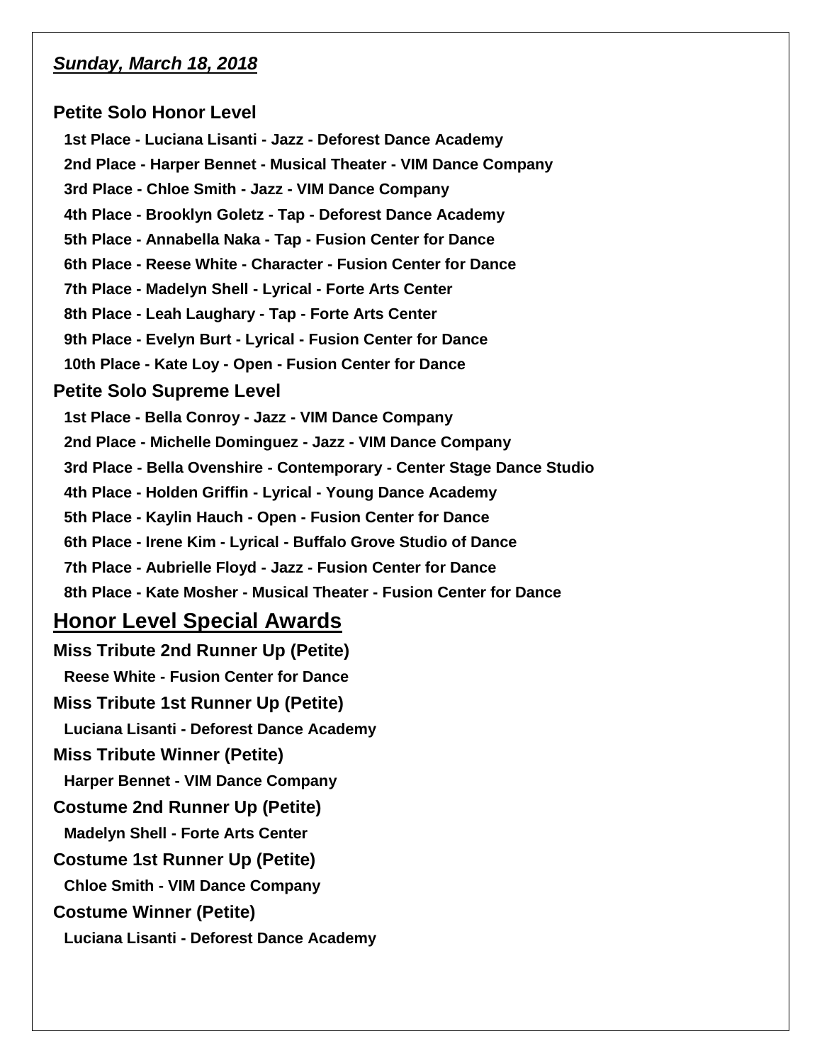***Sunday, March 18, 2018***

### Petite Solo Honor Level

**1st Place - Luciana Lisanti - Jazz - Deforest Dance Academy**
**2nd Place - Harper Bennet - Musical Theater - VIM Dance Company**
**3rd Place - Chloe Smith - Jazz - VIM Dance Company**
**4th Place - Brooklyn Goletz - Tap - Deforest Dance Academy**
**5th Place - Annabella Naka - Tap - Fusion Center for Dance**
**6th Place - Reese White - Character - Fusion Center for Dance**
**7th Place - Madelyn Shell - Lyrical - Forte Arts Center**
**8th Place - Leah Laughary - Tap - Forte Arts Center**
**9th Place - Evelyn Burt - Lyrical - Fusion Center for Dance**
**10th Place - Kate Loy - Open - Fusion Center for Dance**

### Petite Solo Supreme Level

**1st Place - Bella Conroy - Jazz - VIM Dance Company**
**2nd Place - Michelle Dominguez - Jazz - VIM Dance Company**
**3rd Place - Bella Ovenshire - Contemporary - Center Stage Dance Studio**
**4th Place - Holden Griffin - Lyrical - Young Dance Academy**
**5th Place - Kaylin Hauch - Open - Fusion Center for Dance**
**6th Place - Irene Kim - Lyrical - Buffalo Grove Studio of Dance**
**7th Place - Aubrielle Floyd - Jazz - Fusion Center for Dance**
**8th Place - Kate Mosher - Musical Theater - Fusion Center for Dance**

## Honor Level Special Awards

### Miss Tribute 2nd Runner Up (Petite)

**Reese White - Fusion Center for Dance**

### Miss Tribute 1st Runner Up (Petite)

**Luciana Lisanti - Deforest Dance Academy**

### Miss Tribute Winner (Petite)

**Harper Bennet - VIM Dance Company**

### Costume 2nd Runner Up (Petite)

**Madelyn Shell - Forte Arts Center**

### Costume 1st Runner Up (Petite)

**Chloe Smith - VIM Dance Company**

### Costume Winner (Petite)

**Luciana Lisanti - Deforest Dance Academy**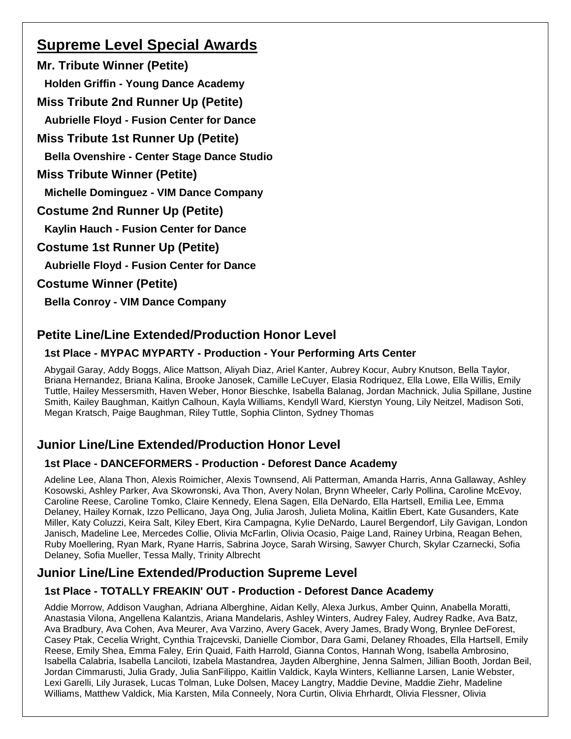## Supreme Level Special Awards

**Mr. Tribute Winner (Petite)**

**Holden Griffin - Young Dance Academy**

**Miss Tribute 2nd Runner Up (Petite)**

**Aubrielle Floyd - Fusion Center for Dance**

**Miss Tribute 1st Runner Up (Petite)**

**Bella Ovenshire - Center Stage Dance Studio**

**Miss Tribute Winner (Petite)**

**Michelle Dominguez - VIM Dance Company**

**Costume 2nd Runner Up (Petite)**

**Kaylin Hauch - Fusion Center for Dance**

**Costume 1st Runner Up (Petite)**

**Aubrielle Floyd - Fusion Center for Dance**

**Costume Winner (Petite)**

**Bella Conroy - VIM Dance Company**

## Petite Line/Line Extended/Production Honor Level

**1st Place - MYPAC MYPARTY - Production - Your Performing Arts Center**

Abygail Garay, Addy Boggs, Alice Mattson, Aliyah Diaz, Ariel Kanter, Aubrey Kocur, Aubry Knutson, Bella Taylor, Briana Hernandez, Briana Kalina, Brooke Janosek, Camille LeCuyer, Elasia Rodriquez, Ella Lowe, Ella Willis, Emily Tuttle, Hailey Messersmith, Haven Weber, Honor Bieschke, Isabella Balanag, Jordan Machnick, Julia Spillane, Justine Smith, Kailey Baughman, Kaitlyn Calhoun, Kayla Williams, Kendyll Ward, Kierstyn Young, Lily Neitzel, Madison Soti, Megan Kratsch, Paige Baughman, Riley Tuttle, Sophia Clinton, Sydney Thomas

## Junior Line/Line Extended/Production Honor Level

**1st Place - DANCEFORMERS - Production - Deforest Dance Academy**

Adeline Lee, Alana Thon, Alexis Roimicher, Alexis Townsend, Ali Patterman, Amanda Harris, Anna Gallaway, Ashley Kosowski, Ashley Parker, Ava Skowronski, Ava Thon, Avery Nolan, Brynn Wheeler, Carly Pollina, Caroline McEvoy, Caroline Reese, Caroline Tomko, Claire Kennedy, Elena Sagen, Ella DeNardo, Ella Hartsell, Emilia Lee, Emma Delaney, Hailey Kornak, Izzo Pellicano, Jaya Ong, Julia Jarosh, Julieta Molina, Kaitlin Ebert, Kate Gusanders, Kate Miller, Katy Coluzzi, Keira Salt, Kiley Ebert, Kira Campagna, Kylie DeNardo, Laurel Bergendorf, Lily Gavigan, London Janisch, Madeline Lee, Mercedes Collie, Olivia McFarlin, Olivia Ocasio, Paige Land, Rainey Urbina, Reagan Behen, Ruby Moellering, Ryan Mark, Ryane Harris, Sabrina Joyce, Sarah Wirsing, Sawyer Church, Skylar Czarnecki, Sofia Delaney, Sofia Mueller, Tessa Mally, Trinity Albrecht

## Junior Line/Line Extended/Production Supreme Level

**1st Place - TOTALLY FREAKIN' OUT - Production - Deforest Dance Academy**

Addie Morrow, Addison Vaughan, Adriana Alberghine, Aidan Kelly, Alexa Jurkus, Amber Quinn, Anabella Moratti, Anastasia Vilona, Angellena Kalantzis, Ariana Mandelaris, Ashley Winters, Audrey Faley, Audrey Radke, Ava Batz, Ava Bradbury, Ava Cohen, Ava Meurer, Ava Varzino, Avery Gacek, Avery James, Brady Wong, Brynlee DeForest, Casey Ptak, Cecelia Wright, Cynthia Trajcevski, Danielle Ciombor, Dara Gami, Delaney Rhoades, Ella Hartsell, Emily Reese, Emily Shea, Emma Faley, Erin Quaid, Faith Harrold, Gianna Contos, Hannah Wong, Isabella Ambrosino, Isabella Calabria, Isabella Lanciloti, Izabela Mastandrea, Jayden Alberghine, Jenna Salmen, Jillian Booth, Jordan Beil, Jordan Cimmarusti, Julia Grady, Julia SanFilippo, Kaitlin Valdick, Kayla Winters, Kellianne Larsen, Lanie Webster, Lexi Garelli, Lily Jurasek, Lucas Tolman, Luke Dolsen, Macey Langtry, Maddie Devine, Maddie Ziehr, Madeline Williams, Matthew Valdick, Mia Karsten, Mila Conneely, Nora Curtin, Olivia Ehrhardt, Olivia Flessner, Olivia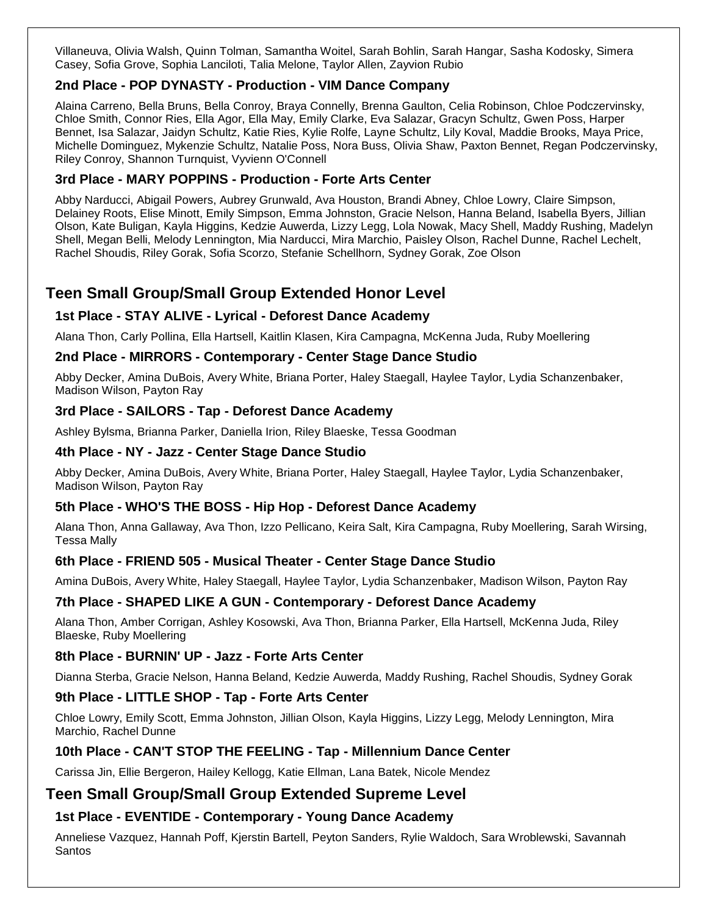Villaneuva, Olivia Walsh, Quinn Tolman, Samantha Woitel, Sarah Bohlin, Sarah Hangar, Sasha Kodosky, Simera Casey, Sofia Grove, Sophia Lanciloti, Talia Melone, Taylor Allen, Zayvion Rubio

### 2nd Place - POP DYNASTY - Production - VIM Dance Company

Alaina Carreno, Bella Bruns, Bella Conroy, Braya Connelly, Brenna Gaulton, Celia Robinson, Chloe Podczervinsky, Chloe Smith, Connor Ries, Ella Agor, Ella May, Emily Clarke, Eva Salazar, Gracyn Schultz, Gwen Poss, Harper Bennet, Isa Salazar, Jaidyn Schultz, Katie Ries, Kylie Rolfe, Layne Schultz, Lily Koval, Maddie Brooks, Maya Price, Michelle Dominguez, Mykenzie Schultz, Natalie Poss, Nora Buss, Olivia Shaw, Paxton Bennet, Regan Podczervinsky, Riley Conroy, Shannon Turnquist, Vyvienn O'Connell

### 3rd Place - MARY POPPINS - Production - Forte Arts Center

Abby Narducci, Abigail Powers, Aubrey Grunwald, Ava Houston, Brandi Abney, Chloe Lowry, Claire Simpson, Delainey Roots, Elise Minott, Emily Simpson, Emma Johnston, Gracie Nelson, Hanna Beland, Isabella Byers, Jillian Olson, Kate Buligan, Kayla Higgins, Kedzie Auwerda, Lizzy Legg, Lola Nowak, Macy Shell, Maddy Rushing, Madelyn Shell, Megan Belli, Melody Lennington, Mia Narducci, Mira Marchio, Paisley Olson, Rachel Dunne, Rachel Lechelt, Rachel Shoudis, Riley Gorak, Sofia Scorzo, Stefanie Schellhorn, Sydney Gorak, Zoe Olson

## Teen Small Group/Small Group Extended Honor Level

### 1st Place - STAY ALIVE - Lyrical - Deforest Dance Academy

Alana Thon, Carly Pollina, Ella Hartsell, Kaitlin Klasen, Kira Campagna, McKenna Juda, Ruby Moellering

### 2nd Place - MIRRORS - Contemporary - Center Stage Dance Studio

Abby Decker, Amina DuBois, Avery White, Briana Porter, Haley Staegall, Haylee Taylor, Lydia Schanzenbaker, Madison Wilson, Payton Ray

### 3rd Place - SAILORS - Tap - Deforest Dance Academy

Ashley Bylsma, Brianna Parker, Daniella Irion, Riley Blaeske, Tessa Goodman

### 4th Place - NY - Jazz - Center Stage Dance Studio

Abby Decker, Amina DuBois, Avery White, Briana Porter, Haley Staegall, Haylee Taylor, Lydia Schanzenbaker, Madison Wilson, Payton Ray

### 5th Place - WHO'S THE BOSS - Hip Hop - Deforest Dance Academy

Alana Thon, Anna Gallaway, Ava Thon, Izzo Pellicano, Keira Salt, Kira Campagna, Ruby Moellering, Sarah Wirsing, Tessa Mally

### 6th Place - FRIEND 505 - Musical Theater - Center Stage Dance Studio

Amina DuBois, Avery White, Haley Staegall, Haylee Taylor, Lydia Schanzenbaker, Madison Wilson, Payton Ray

### 7th Place - SHAPED LIKE A GUN - Contemporary - Deforest Dance Academy

Alana Thon, Amber Corrigan, Ashley Kosowski, Ava Thon, Brianna Parker, Ella Hartsell, McKenna Juda, Riley Blaeske, Ruby Moellering

### 8th Place - BURNIN' UP - Jazz - Forte Arts Center

Dianna Sterba, Gracie Nelson, Hanna Beland, Kedzie Auwerda, Maddy Rushing, Rachel Shoudis, Sydney Gorak

### 9th Place - LITTLE SHOP - Tap - Forte Arts Center

Chloe Lowry, Emily Scott, Emma Johnston, Jillian Olson, Kayla Higgins, Lizzy Legg, Melody Lennington, Mira Marchio, Rachel Dunne

### 10th Place - CAN'T STOP THE FEELING - Tap - Millennium Dance Center

Carissa Jin, Ellie Bergeron, Hailey Kellogg, Katie Ellman, Lana Batek, Nicole Mendez

## Teen Small Group/Small Group Extended Supreme Level

### 1st Place - EVENTIDE - Contemporary - Young Dance Academy

Anneliese Vazquez, Hannah Poff, Kjerstin Bartell, Peyton Sanders, Rylie Waldoch, Sara Wroblewski, Savannah Santos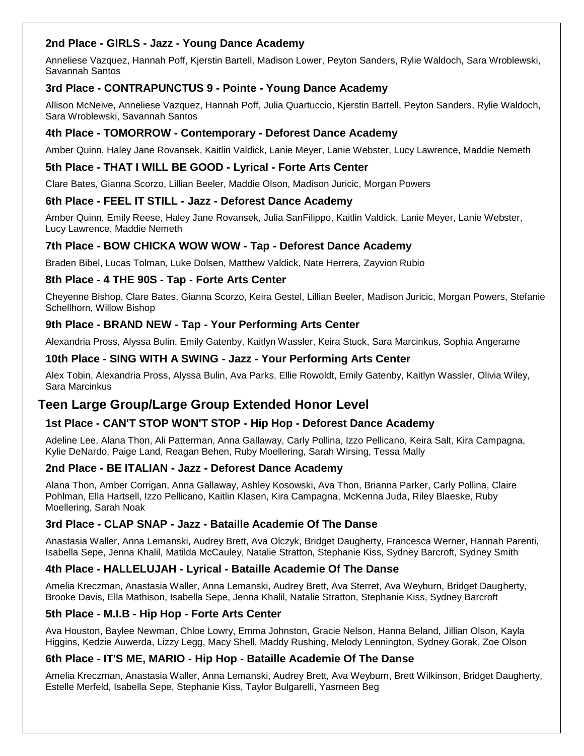### 2nd Place - GIRLS - Jazz - Young Dance Academy

Anneliese Vazquez, Hannah Poff, Kjerstin Bartell, Madison Lower, Peyton Sanders, Rylie Waldoch, Sara Wroblewski, Savannah Santos

### 3rd Place - CONTRAPUNCTUS 9 - Pointe - Young Dance Academy

Allison McNeive, Anneliese Vazquez, Hannah Poff, Julia Quartuccio, Kjerstin Bartell, Peyton Sanders, Rylie Waldoch, Sara Wroblewski, Savannah Santos

### 4th Place - TOMORROW - Contemporary - Deforest Dance Academy

Amber Quinn, Haley Jane Rovansek, Kaitlin Valdick, Lanie Meyer, Lanie Webster, Lucy Lawrence, Maddie Nemeth

### 5th Place - THAT I WILL BE GOOD - Lyrical - Forte Arts Center

Clare Bates, Gianna Scorzo, Lillian Beeler, Maddie Olson, Madison Juricic, Morgan Powers

### 6th Place - FEEL IT STILL - Jazz - Deforest Dance Academy

Amber Quinn, Emily Reese, Haley Jane Rovansek, Julia SanFilippo, Kaitlin Valdick, Lanie Meyer, Lanie Webster, Lucy Lawrence, Maddie Nemeth

### 7th Place - BOW CHICKA WOW WOW - Tap - Deforest Dance Academy

Braden Bibel, Lucas Tolman, Luke Dolsen, Matthew Valdick, Nate Herrera, Zayvion Rubio

### 8th Place - 4 THE 90S - Tap - Forte Arts Center

Cheyenne Bishop, Clare Bates, Gianna Scorzo, Keira Gestel, Lillian Beeler, Madison Juricic, Morgan Powers, Stefanie Schellhorn, Willow Bishop

### 9th Place - BRAND NEW - Tap - Your Performing Arts Center

Alexandria Pross, Alyssa Bulin, Emily Gatenby, Kaitlyn Wassler, Keira Stuck, Sara Marcinkus, Sophia Angerame

### 10th Place - SING WITH A SWING - Jazz - Your Performing Arts Center

Alex Tobin, Alexandria Pross, Alyssa Bulin, Ava Parks, Ellie Rowoldt, Emily Gatenby, Kaitlyn Wassler, Olivia Wiley, Sara Marcinkus

## Teen Large Group/Large Group Extended Honor Level

### 1st Place - CAN'T STOP WON'T STOP - Hip Hop - Deforest Dance Academy

Adeline Lee, Alana Thon, Ali Patterman, Anna Gallaway, Carly Pollina, Izzo Pellicano, Keira Salt, Kira Campagna, Kylie DeNardo, Paige Land, Reagan Behen, Ruby Moellering, Sarah Wirsing, Tessa Mally

### 2nd Place - BE ITALIAN - Jazz - Deforest Dance Academy

Alana Thon, Amber Corrigan, Anna Gallaway, Ashley Kosowski, Ava Thon, Brianna Parker, Carly Pollina, Claire Pohlman, Ella Hartsell, Izzo Pellicano, Kaitlin Klasen, Kira Campagna, McKenna Juda, Riley Blaeske, Ruby Moellering, Sarah Noak

### 3rd Place - CLAP SNAP - Jazz - Bataille Academie Of The Danse

Anastasia Waller, Anna Lemanski, Audrey Brett, Ava Olczyk, Bridget Daugherty, Francesca Werner, Hannah Parenti, Isabella Sepe, Jenna Khalil, Matilda McCauley, Natalie Stratton, Stephanie Kiss, Sydney Barcroft, Sydney Smith

### 4th Place - HALLELUJAH - Lyrical - Bataille Academie Of The Danse

Amelia Kreczman, Anastasia Waller, Anna Lemanski, Audrey Brett, Ava Sterret, Ava Weyburn, Bridget Daugherty, Brooke Davis, Ella Mathison, Isabella Sepe, Jenna Khalil, Natalie Stratton, Stephanie Kiss, Sydney Barcroft

### 5th Place - M.I.B - Hip Hop - Forte Arts Center

Ava Houston, Baylee Newman, Chloe Lowry, Emma Johnston, Gracie Nelson, Hanna Beland, Jillian Olson, Kayla Higgins, Kedzie Auwerda, Lizzy Legg, Macy Shell, Maddy Rushing, Melody Lennington, Sydney Gorak, Zoe Olson

### 6th Place - IT'S ME, MARIO - Hip Hop - Bataille Academie Of The Danse

Amelia Kreczman, Anastasia Waller, Anna Lemanski, Audrey Brett, Ava Weyburn, Brett Wilkinson, Bridget Daugherty, Estelle Merfeld, Isabella Sepe, Stephanie Kiss, Taylor Bulgarelli, Yasmeen Beg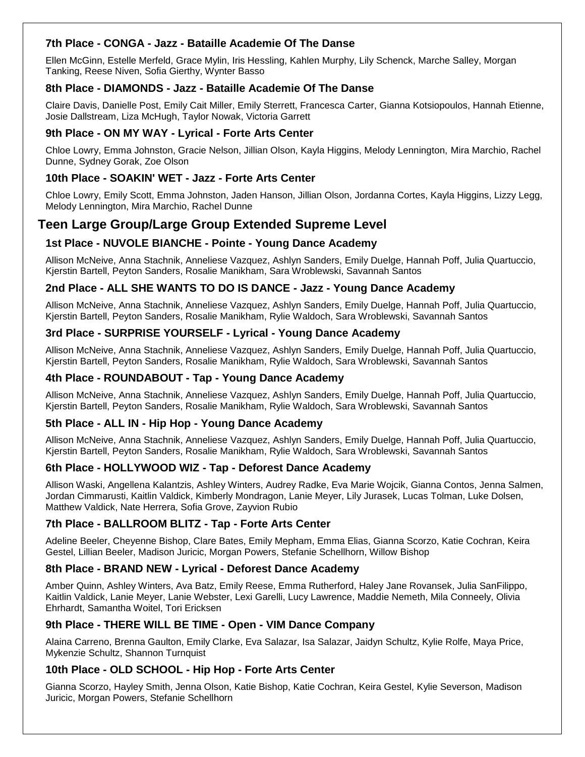### 7th Place - CONGA - Jazz - Bataille Academie Of The Danse

Ellen McGinn, Estelle Merfeld, Grace Mylin, Iris Hessling, Kahlen Murphy, Lily Schenck, Marche Salley, Morgan Tanking, Reese Niven, Sofia Gierthy, Wynter Basso

### 8th Place - DIAMONDS - Jazz - Bataille Academie Of The Danse

Claire Davis, Danielle Post, Emily Cait Miller, Emily Sterrett, Francesca Carter, Gianna Kotsiopoulos, Hannah Etienne, Josie Dallstream, Liza McHugh, Taylor Nowak, Victoria Garrett

### 9th Place - ON MY WAY - Lyrical - Forte Arts Center

Chloe Lowry, Emma Johnston, Gracie Nelson, Jillian Olson, Kayla Higgins, Melody Lennington, Mira Marchio, Rachel Dunne, Sydney Gorak, Zoe Olson

### 10th Place - SOAKIN' WET - Jazz - Forte Arts Center

Chloe Lowry, Emily Scott, Emma Johnston, Jaden Hanson, Jillian Olson, Jordanna Cortes, Kayla Higgins, Lizzy Legg, Melody Lennington, Mira Marchio, Rachel Dunne

## Teen Large Group/Large Group Extended Supreme Level

### 1st Place - NUVOLE BIANCHE - Pointe - Young Dance Academy

Allison McNeive, Anna Stachnik, Anneliese Vazquez, Ashlyn Sanders, Emily Duelge, Hannah Poff, Julia Quartuccio, Kjerstin Bartell, Peyton Sanders, Rosalie Manikham, Sara Wroblewski, Savannah Santos

### 2nd Place - ALL SHE WANTS TO DO IS DANCE - Jazz - Young Dance Academy

Allison McNeive, Anna Stachnik, Anneliese Vazquez, Ashlyn Sanders, Emily Duelge, Hannah Poff, Julia Quartuccio, Kjerstin Bartell, Peyton Sanders, Rosalie Manikham, Rylie Waldoch, Sara Wroblewski, Savannah Santos

### 3rd Place - SURPRISE YOURSELF - Lyrical - Young Dance Academy

Allison McNeive, Anna Stachnik, Anneliese Vazquez, Ashlyn Sanders, Emily Duelge, Hannah Poff, Julia Quartuccio, Kjerstin Bartell, Peyton Sanders, Rosalie Manikham, Rylie Waldoch, Sara Wroblewski, Savannah Santos

### 4th Place - ROUNDABOUT - Tap - Young Dance Academy

Allison McNeive, Anna Stachnik, Anneliese Vazquez, Ashlyn Sanders, Emily Duelge, Hannah Poff, Julia Quartuccio, Kjerstin Bartell, Peyton Sanders, Rosalie Manikham, Rylie Waldoch, Sara Wroblewski, Savannah Santos

### 5th Place - ALL IN - Hip Hop - Young Dance Academy

Allison McNeive, Anna Stachnik, Anneliese Vazquez, Ashlyn Sanders, Emily Duelge, Hannah Poff, Julia Quartuccio, Kjerstin Bartell, Peyton Sanders, Rosalie Manikham, Rylie Waldoch, Sara Wroblewski, Savannah Santos

### 6th Place - HOLLYWOOD WIZ - Tap - Deforest Dance Academy

Allison Waski, Angellena Kalantzis, Ashley Winters, Audrey Radke, Eva Marie Wojcik, Gianna Contos, Jenna Salmen, Jordan Cimmarusti, Kaitlin Valdick, Kimberly Mondragon, Lanie Meyer, Lily Jurasek, Lucas Tolman, Luke Dolsen, Matthew Valdick, Nate Herrera, Sofia Grove, Zayvion Rubio

### 7th Place - BALLROOM BLITZ - Tap - Forte Arts Center

Adeline Beeler, Cheyenne Bishop, Clare Bates, Emily Mepham, Emma Elias, Gianna Scorzo, Katie Cochran, Keira Gestel, Lillian Beeler, Madison Juricic, Morgan Powers, Stefanie Schellhorn, Willow Bishop

### 8th Place - BRAND NEW - Lyrical - Deforest Dance Academy

Amber Quinn, Ashley Winters, Ava Batz, Emily Reese, Emma Rutherford, Haley Jane Rovansek, Julia SanFilippo, Kaitlin Valdick, Lanie Meyer, Lanie Webster, Lexi Garelli, Lucy Lawrence, Maddie Nemeth, Mila Conneely, Olivia Ehrhardt, Samantha Woitel, Tori Ericksen

### 9th Place - THERE WILL BE TIME - Open - VIM Dance Company

Alaina Carreno, Brenna Gaulton, Emily Clarke, Eva Salazar, Isa Salazar, Jaidyn Schultz, Kylie Rolfe, Maya Price, Mykenzie Schultz, Shannon Turnquist

### 10th Place - OLD SCHOOL - Hip Hop - Forte Arts Center

Gianna Scorzo, Hayley Smith, Jenna Olson, Katie Bishop, Katie Cochran, Keira Gestel, Kylie Severson, Madison Juricic, Morgan Powers, Stefanie Schellhorn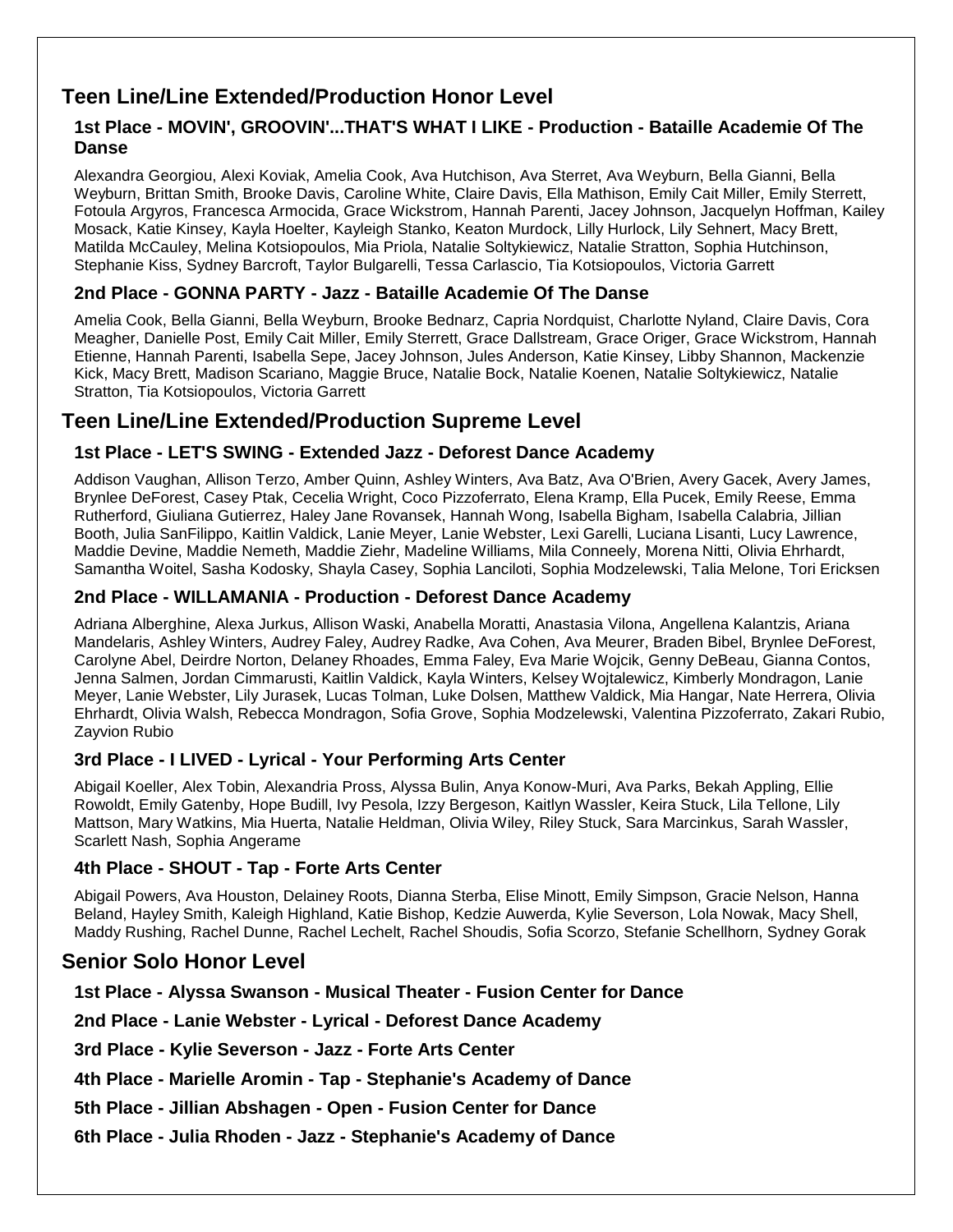## Teen Line/Line Extended/Production Honor Level

### 1st Place - MOVIN', GROOVIN'...THAT'S WHAT I LIKE - Production - Bataille Academie Of The Danse

Alexandra Georgiou, Alexi Koviak, Amelia Cook, Ava Hutchison, Ava Sterret, Ava Weyburn, Bella Gianni, Bella Weyburn, Brittan Smith, Brooke Davis, Caroline White, Claire Davis, Ella Mathison, Emily Cait Miller, Emily Sterrett, Fotoula Argyros, Francesca Armocida, Grace Wickstrom, Hannah Parenti, Jacey Johnson, Jacquelyn Hoffman, Kailey Mosack, Katie Kinsey, Kayla Hoelter, Kayleigh Stanko, Keaton Murdock, Lilly Hurlock, Lily Sehnert, Macy Brett, Matilda McCauley, Melina Kotsiopoulos, Mia Priola, Natalie Soltykiewicz, Natalie Stratton, Sophia Hutchinson, Stephanie Kiss, Sydney Barcroft, Taylor Bulgarelli, Tessa Carlascio, Tia Kotsiopoulos, Victoria Garrett

### 2nd Place - GONNA PARTY - Jazz - Bataille Academie Of The Danse

Amelia Cook, Bella Gianni, Bella Weyburn, Brooke Bednarz, Capria Nordquist, Charlotte Nyland, Claire Davis, Cora Meagher, Danielle Post, Emily Cait Miller, Emily Sterrett, Grace Dallstream, Grace Origer, Grace Wickstrom, Hannah Etienne, Hannah Parenti, Isabella Sepe, Jacey Johnson, Jules Anderson, Katie Kinsey, Libby Shannon, Mackenzie Kick, Macy Brett, Madison Scariano, Maggie Bruce, Natalie Bock, Natalie Koenen, Natalie Soltykiewicz, Natalie Stratton, Tia Kotsiopoulos, Victoria Garrett

## Teen Line/Line Extended/Production Supreme Level

### 1st Place - LET'S SWING - Extended Jazz - Deforest Dance Academy

Addison Vaughan, Allison Terzo, Amber Quinn, Ashley Winters, Ava Batz, Ava O'Brien, Avery Gacek, Avery James, Brynlee DeForest, Casey Ptak, Cecelia Wright, Coco Pizzoferrato, Elena Kramp, Ella Pucek, Emily Reese, Emma Rutherford, Giuliana Gutierrez, Haley Jane Rovansek, Hannah Wong, Isabella Bigham, Isabella Calabria, Jillian Booth, Julia SanFilippo, Kaitlin Valdick, Lanie Meyer, Lanie Webster, Lexi Garelli, Luciana Lisanti, Lucy Lawrence, Maddie Devine, Maddie Nemeth, Maddie Ziehr, Madeline Williams, Mila Conneely, Morena Nitti, Olivia Ehrhardt, Samantha Woitel, Sasha Kodosky, Shayla Casey, Sophia Lanciloti, Sophia Modzelewski, Talia Melone, Tori Ericksen

### 2nd Place - WILLAMANIA - Production - Deforest Dance Academy

Adriana Alberghine, Alexa Jurkus, Allison Waski, Anabella Moratti, Anastasia Vilona, Angellena Kalantzis, Ariana Mandelaris, Ashley Winters, Audrey Faley, Audrey Radke, Ava Cohen, Ava Meurer, Braden Bibel, Brynlee DeForest, Carolyne Abel, Deirdre Norton, Delaney Rhoades, Emma Faley, Eva Marie Wojcik, Genny DeBeau, Gianna Contos, Jenna Salmen, Jordan Cimmarusti, Kaitlin Valdick, Kayla Winters, Kelsey Wojtalewicz, Kimberly Mondragon, Lanie Meyer, Lanie Webster, Lily Jurasek, Lucas Tolman, Luke Dolsen, Matthew Valdick, Mia Hangar, Nate Herrera, Olivia Ehrhardt, Olivia Walsh, Rebecca Mondragon, Sofia Grove, Sophia Modzelewski, Valentina Pizzoferrato, Zakari Rubio, Zayvion Rubio

### 3rd Place - I LIVED - Lyrical - Your Performing Arts Center

Abigail Koeller, Alex Tobin, Alexandria Pross, Alyssa Bulin, Anya Konow-Muri, Ava Parks, Bekah Appling, Ellie Rowoldt, Emily Gatenby, Hope Budill, Ivy Pesola, Izzy Bergeson, Kaitlyn Wassler, Keira Stuck, Lila Tellone, Lily Mattson, Mary Watkins, Mia Huerta, Natalie Heldman, Olivia Wiley, Riley Stuck, Sara Marcinkus, Sarah Wassler, Scarlett Nash, Sophia Angerame

### 4th Place - SHOUT - Tap - Forte Arts Center

Abigail Powers, Ava Houston, Delainey Roots, Dianna Sterba, Elise Minott, Emily Simpson, Gracie Nelson, Hanna Beland, Hayley Smith, Kaleigh Highland, Katie Bishop, Kedzie Auwerda, Kylie Severson, Lola Nowak, Macy Shell, Maddy Rushing, Rachel Dunne, Rachel Lechelt, Rachel Shoudis, Sofia Scorzo, Stefanie Schellhorn, Sydney Gorak

## Senior Solo Honor Level

**1st Place - Alyssa Swanson - Musical Theater - Fusion Center for Dance**

**2nd Place - Lanie Webster - Lyrical - Deforest Dance Academy**

**3rd Place - Kylie Severson - Jazz - Forte Arts Center**

**4th Place - Marielle Aromin - Tap - Stephanie's Academy of Dance**

**5th Place - Jillian Abshagen - Open - Fusion Center for Dance**

**6th Place - Julia Rhoden - Jazz - Stephanie's Academy of Dance**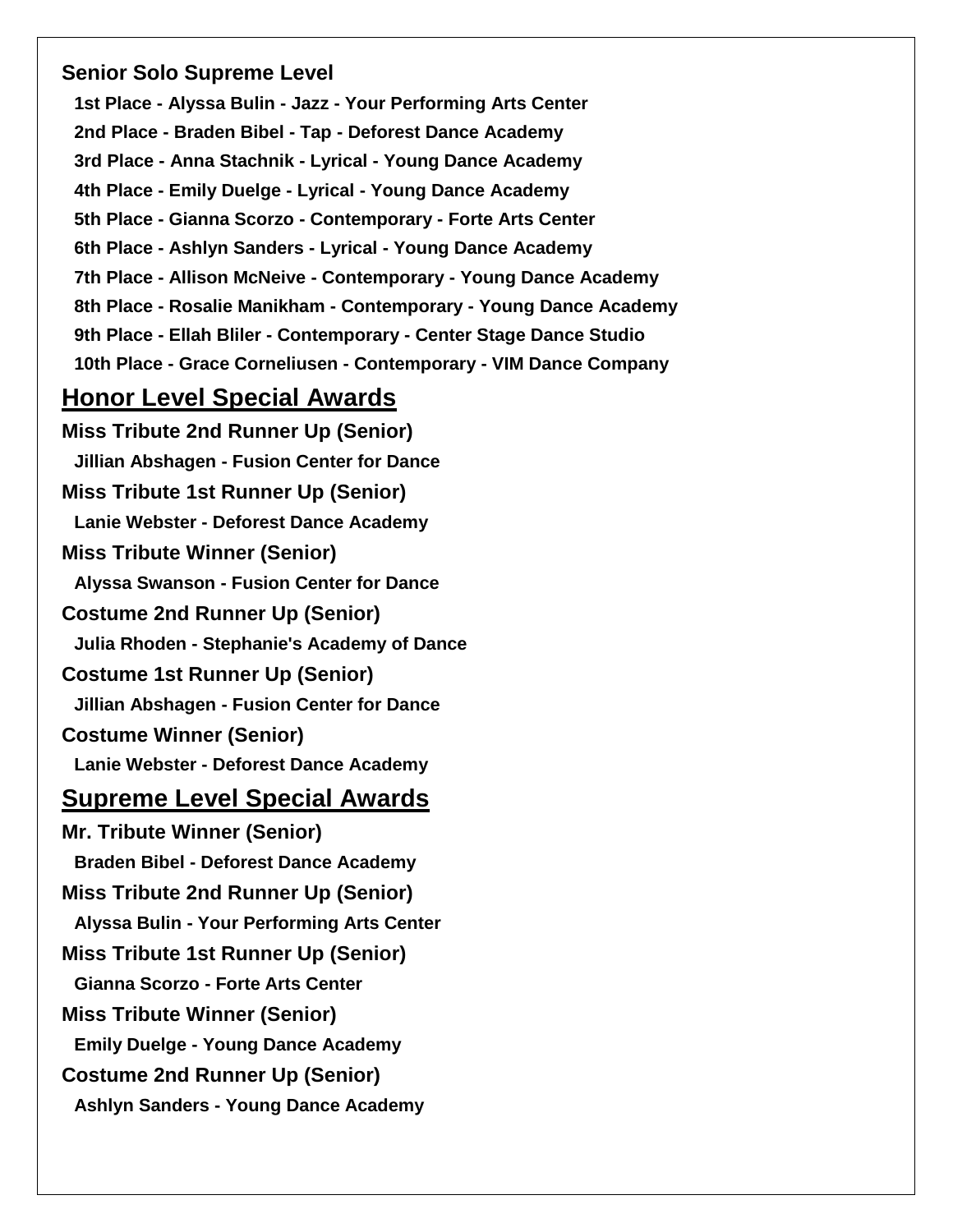**Senior Solo Supreme Level**

1st Place - Alyssa Bulin - Jazz - Your Performing Arts Center
2nd Place - Braden Bibel - Tap - Deforest Dance Academy
3rd Place - Anna Stachnik - Lyrical - Young Dance Academy
4th Place - Emily Duelge - Lyrical - Young Dance Academy
5th Place - Gianna Scorzo - Contemporary - Forte Arts Center
6th Place - Ashlyn Sanders - Lyrical - Young Dance Academy
7th Place - Allison McNeive - Contemporary - Young Dance Academy
8th Place - Rosalie Manikham - Contemporary - Young Dance Academy
9th Place - Ellah Bliler - Contemporary - Center Stage Dance Studio
10th Place - Grace Corneliusen - Contemporary - VIM Dance Company

## Honor Level Special Awards

**Miss Tribute 2nd Runner Up (Senior)**
Jillian Abshagen - Fusion Center for Dance

**Miss Tribute 1st Runner Up (Senior)**
Lanie Webster - Deforest Dance Academy

**Miss Tribute Winner (Senior)**
Alyssa Swanson - Fusion Center for Dance

**Costume 2nd Runner Up (Senior)**
Julia Rhoden - Stephanie's Academy of Dance

**Costume 1st Runner Up (Senior)**
Jillian Abshagen - Fusion Center for Dance

**Costume Winner (Senior)**
Lanie Webster - Deforest Dance Academy

## Supreme Level Special Awards

**Mr. Tribute Winner (Senior)**
Braden Bibel - Deforest Dance Academy

**Miss Tribute 2nd Runner Up (Senior)**
Alyssa Bulin - Your Performing Arts Center

**Miss Tribute 1st Runner Up (Senior)**
Gianna Scorzo - Forte Arts Center

**Miss Tribute Winner (Senior)**
Emily Duelge - Young Dance Academy

**Costume 2nd Runner Up (Senior)**
Ashlyn Sanders - Young Dance Academy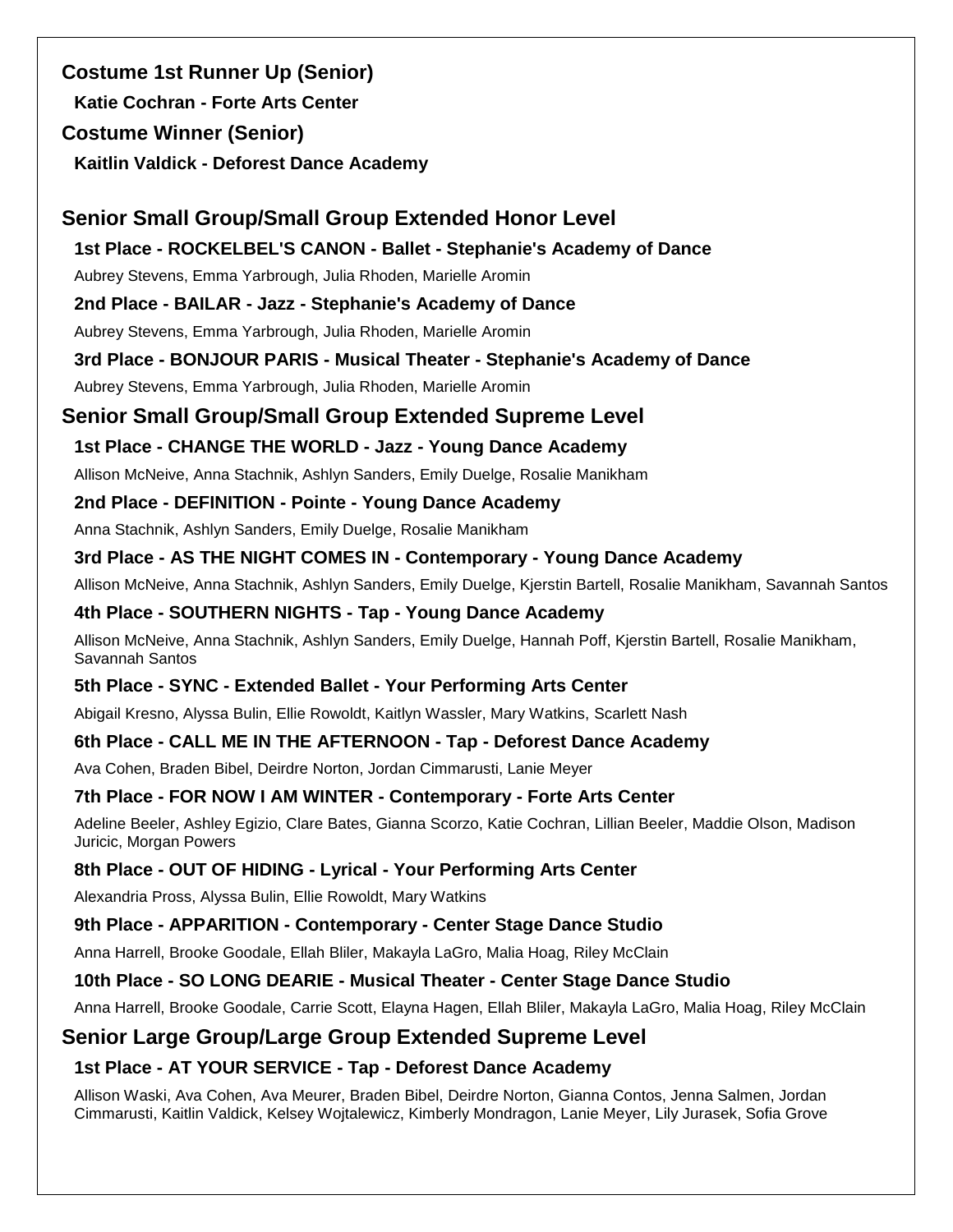### Costume 1st Runner Up (Senior)

**Katie Cochran - Forte Arts Center**

### Costume Winner (Senior)

**Kaitlin Valdick - Deforest Dance Academy**

## Senior Small Group/Small Group Extended Honor Level

**1st Place - ROCKELBEL'S CANON - Ballet - Stephanie's Academy of Dance**

Aubrey Stevens, Emma Yarbrough, Julia Rhoden, Marielle Aromin

**2nd Place - BAILAR - Jazz - Stephanie's Academy of Dance**

Aubrey Stevens, Emma Yarbrough, Julia Rhoden, Marielle Aromin

**3rd Place - BONJOUR PARIS - Musical Theater - Stephanie's Academy of Dance**

Aubrey Stevens, Emma Yarbrough, Julia Rhoden, Marielle Aromin

## Senior Small Group/Small Group Extended Supreme Level

**1st Place - CHANGE THE WORLD - Jazz - Young Dance Academy**

Allison McNeive, Anna Stachnik, Ashlyn Sanders, Emily Duelge, Rosalie Manikham

**2nd Place - DEFINITION - Pointe - Young Dance Academy**

Anna Stachnik, Ashlyn Sanders, Emily Duelge, Rosalie Manikham

**3rd Place - AS THE NIGHT COMES IN - Contemporary - Young Dance Academy**

Allison McNeive, Anna Stachnik, Ashlyn Sanders, Emily Duelge, Kjerstin Bartell, Rosalie Manikham, Savannah Santos

**4th Place - SOUTHERN NIGHTS - Tap - Young Dance Academy**

Allison McNeive, Anna Stachnik, Ashlyn Sanders, Emily Duelge, Hannah Poff, Kjerstin Bartell, Rosalie Manikham, Savannah Santos

**5th Place - SYNC - Extended Ballet - Your Performing Arts Center**

Abigail Kresno, Alyssa Bulin, Ellie Rowoldt, Kaitlyn Wassler, Mary Watkins, Scarlett Nash

**6th Place - CALL ME IN THE AFTERNOON - Tap - Deforest Dance Academy**

Ava Cohen, Braden Bibel, Deirdre Norton, Jordan Cimmarusti, Lanie Meyer

**7th Place - FOR NOW I AM WINTER - Contemporary - Forte Arts Center**

Adeline Beeler, Ashley Egizio, Clare Bates, Gianna Scorzo, Katie Cochran, Lillian Beeler, Maddie Olson, Madison Juricic, Morgan Powers

**8th Place - OUT OF HIDING - Lyrical - Your Performing Arts Center**

Alexandria Pross, Alyssa Bulin, Ellie Rowoldt, Mary Watkins

**9th Place - APPARITION - Contemporary - Center Stage Dance Studio**

Anna Harrell, Brooke Goodale, Ellah Bliler, Makayla LaGro, Malia Hoag, Riley McClain

**10th Place - SO LONG DEARIE - Musical Theater - Center Stage Dance Studio**

Anna Harrell, Brooke Goodale, Carrie Scott, Elayna Hagen, Ellah Bliler, Makayla LaGro, Malia Hoag, Riley McClain

## Senior Large Group/Large Group Extended Supreme Level

**1st Place - AT YOUR SERVICE - Tap - Deforest Dance Academy**

Allison Waski, Ava Cohen, Ava Meurer, Braden Bibel, Deirdre Norton, Gianna Contos, Jenna Salmen, Jordan Cimmarusti, Kaitlin Valdick, Kelsey Wojtalewicz, Kimberly Mondragon, Lanie Meyer, Lily Jurasek, Sofia Grove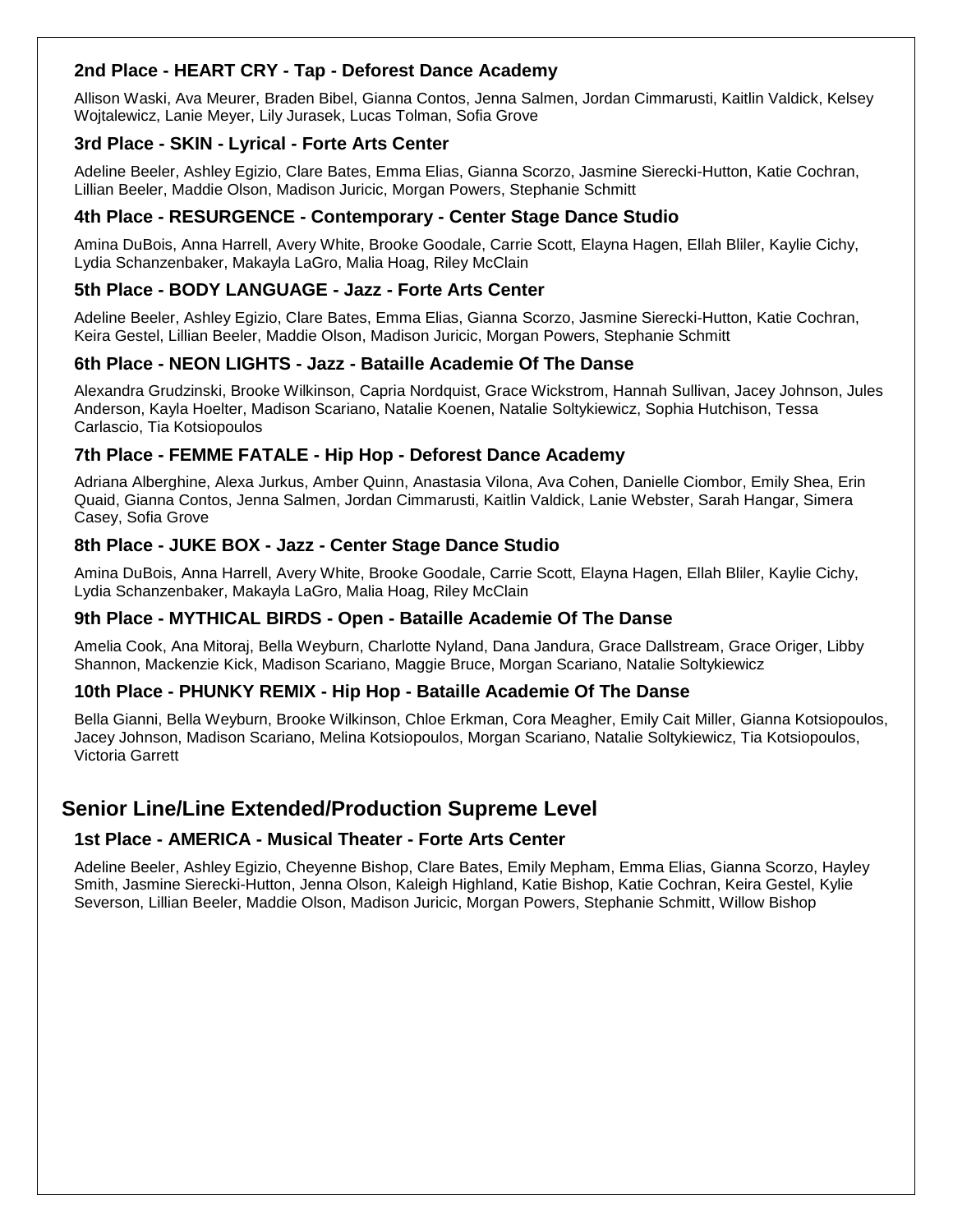### 2nd Place - HEART CRY - Tap - Deforest Dance Academy

Allison Waski, Ava Meurer, Braden Bibel, Gianna Contos, Jenna Salmen, Jordan Cimmarusti, Kaitlin Valdick, Kelsey Wojtalewicz, Lanie Meyer, Lily Jurasek, Lucas Tolman, Sofia Grove

### 3rd Place - SKIN - Lyrical - Forte Arts Center

Adeline Beeler, Ashley Egizio, Clare Bates, Emma Elias, Gianna Scorzo, Jasmine Sierecki-Hutton, Katie Cochran, Lillian Beeler, Maddie Olson, Madison Juricic, Morgan Powers, Stephanie Schmitt

### 4th Place - RESURGENCE - Contemporary - Center Stage Dance Studio

Amina DuBois, Anna Harrell, Avery White, Brooke Goodale, Carrie Scott, Elayna Hagen, Ellah Bliler, Kaylie Cichy, Lydia Schanzenbaker, Makayla LaGro, Malia Hoag, Riley McClain

### 5th Place - BODY LANGUAGE - Jazz - Forte Arts Center

Adeline Beeler, Ashley Egizio, Clare Bates, Emma Elias, Gianna Scorzo, Jasmine Sierecki-Hutton, Katie Cochran, Keira Gestel, Lillian Beeler, Maddie Olson, Madison Juricic, Morgan Powers, Stephanie Schmitt

### 6th Place - NEON LIGHTS - Jazz - Bataille Academie Of The Danse

Alexandra Grudzinski, Brooke Wilkinson, Capria Nordquist, Grace Wickstrom, Hannah Sullivan, Jacey Johnson, Jules Anderson, Kayla Hoelter, Madison Scariano, Natalie Koenen, Natalie Soltykiewicz, Sophia Hutchison, Tessa Carlascio, Tia Kotsiopoulos

### 7th Place - FEMME FATALE - Hip Hop - Deforest Dance Academy

Adriana Alberghine, Alexa Jurkus, Amber Quinn, Anastasia Vilona, Ava Cohen, Danielle Ciombor, Emily Shea, Erin Quaid, Gianna Contos, Jenna Salmen, Jordan Cimmarusti, Kaitlin Valdick, Lanie Webster, Sarah Hangar, Simera Casey, Sofia Grove

### 8th Place - JUKE BOX - Jazz - Center Stage Dance Studio

Amina DuBois, Anna Harrell, Avery White, Brooke Goodale, Carrie Scott, Elayna Hagen, Ellah Bliler, Kaylie Cichy, Lydia Schanzenbaker, Makayla LaGro, Malia Hoag, Riley McClain

### 9th Place - MYTHICAL BIRDS - Open - Bataille Academie Of The Danse

Amelia Cook, Ana Mitoraj, Bella Weyburn, Charlotte Nyland, Dana Jandura, Grace Dallstream, Grace Origer, Libby Shannon, Mackenzie Kick, Madison Scariano, Maggie Bruce, Morgan Scariano, Natalie Soltykiewicz

### 10th Place - PHUNKY REMIX - Hip Hop - Bataille Academie Of The Danse

Bella Gianni, Bella Weyburn, Brooke Wilkinson, Chloe Erkman, Cora Meagher, Emily Cait Miller, Gianna Kotsiopoulos, Jacey Johnson, Madison Scariano, Melina Kotsiopoulos, Morgan Scariano, Natalie Soltykiewicz, Tia Kotsiopoulos, Victoria Garrett

## Senior Line/Line Extended/Production Supreme Level

### 1st Place - AMERICA - Musical Theater - Forte Arts Center

Adeline Beeler, Ashley Egizio, Cheyenne Bishop, Clare Bates, Emily Mepham, Emma Elias, Gianna Scorzo, Hayley Smith, Jasmine Sierecki-Hutton, Jenna Olson, Kaleigh Highland, Katie Bishop, Katie Cochran, Keira Gestel, Kylie Severson, Lillian Beeler, Maddie Olson, Madison Juricic, Morgan Powers, Stephanie Schmitt, Willow Bishop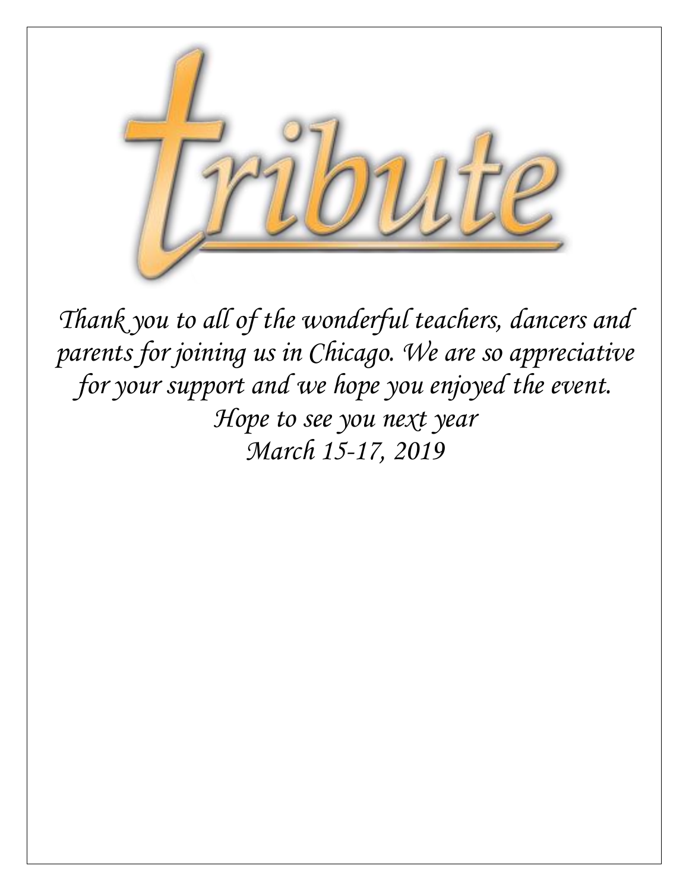# tribute

*Thank you to all of the wonderful teachers, dancers and parents for joining us in Chicago. We are so appreciative for your support and we hope you enjoyed the event.*
*Hope to see you next year*
*March 15-17, 2019*